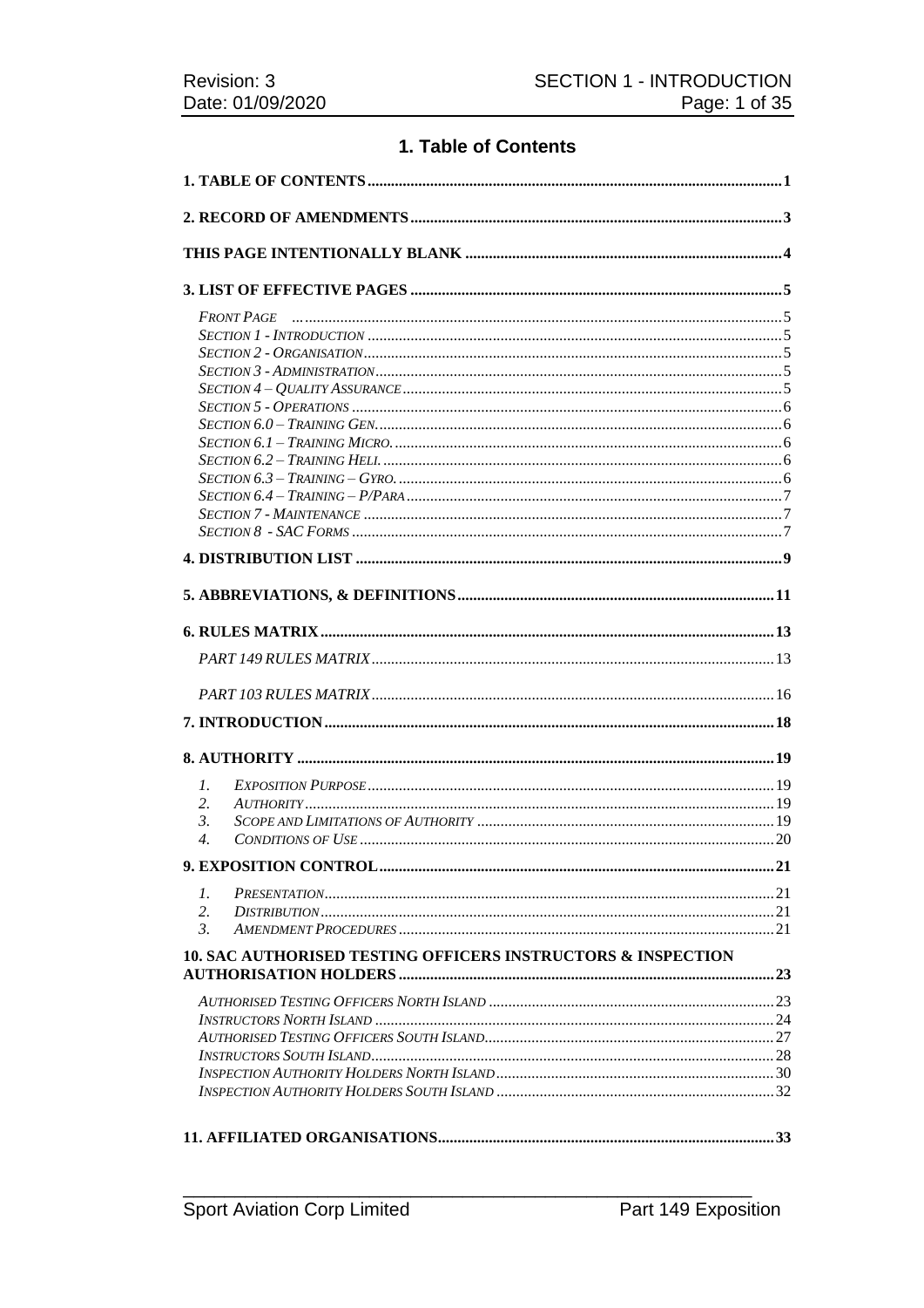# 1. Table of Contents

**1. TABLE OF CONTENTS** ........ **1**

**2. RECORD OF AMENDMENTS** ........ **3**

**THIS PAGE INTENTIONALLY BLANK** ........ **4**

**3. LIST OF EFFECTIVE PAGES** ........ **5**

- *FRONT PAGE* ........ 5
- *SECTION 1 - INTRODUCTION* ........ 5
- *SECTION 2 - ORGANISATION* ........ 5
- *SECTION 3 - ADMINISTRATION* ........ 5
- *SECTION 4 – QUALITY ASSURANCE* ........ 5
- *SECTION 5 - OPERATIONS* ........ 6
- *SECTION 6.0 – TRAINING GEN.* ........ 6
- *SECTION 6.1 – TRAINING MICRO.* ........ 6
- *SECTION 6.2 – TRAINING HELI.* ........ 6
- *SECTION 6.3 – TRAINING – GYRO.* ........ 6
- *SECTION 6.4 – TRAINING – P/PARA* ........ 7
- *SECTION 7 - MAINTENANCE* ........ 7
- *SECTION 8 - SAC FORMS* ........ 7

**4. DISTRIBUTION LIST** ........ **9**

**5. ABBREVIATIONS, & DEFINITIONS** ........ **11**

**6. RULES MATRIX** ........ **13**

- *PART 149 RULES MATRIX* ........ 13
- *PART 103 RULES MATRIX* ........ 16

**7. INTRODUCTION** ........ **18**

**8. AUTHORITY** ........ **19**

1. *EXPOSITION PURPOSE* ........ 19
2. *AUTHORITY* ........ 19
3. *SCOPE AND LIMITATIONS OF AUTHORITY* ........ 19
4. *CONDITIONS OF USE* ........ 20

**9. EXPOSITION CONTROL** ........ **21**

1. *PRESENTATION* ........ 21
2. *DISTRIBUTION* ........ 21
3. *AMENDMENT PROCEDURES* ........ 21

**10. SAC AUTHORISED TESTING OFFICERS INSTRUCTORS & INSPECTION AUTHORISATION HOLDERS** ........ **23**

- *AUTHORISED TESTING OFFICERS NORTH ISLAND* ........ 23
- *INSTRUCTORS NORTH ISLAND* ........ 24
- *AUTHORISED TESTING OFFICERS SOUTH ISLAND* ........ 27
- *INSTRUCTORS SOUTH ISLAND* ........ 28
- *INSPECTION AUTHORITY HOLDERS NORTH ISLAND* ........ 30
- *INSPECTION AUTHORITY HOLDERS SOUTH ISLAND* ........ 32

**11. AFFILIATED ORGANISATIONS** ........ **33**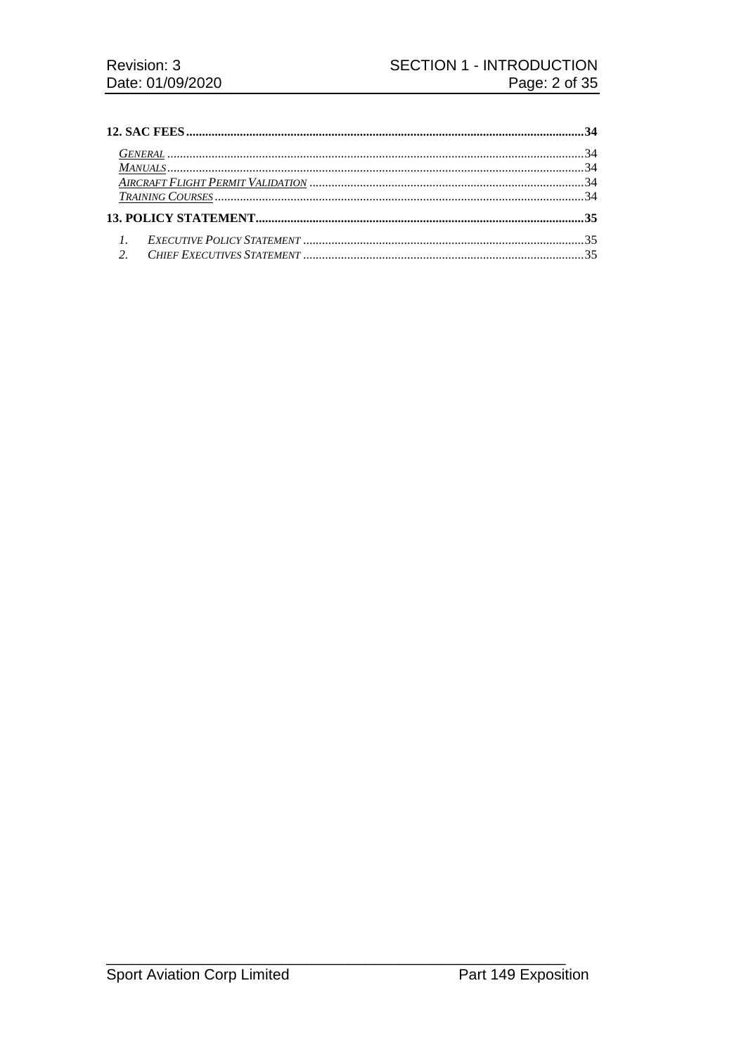**12. SAC FEES .............................................................................................................................34**

*GENERAL* ...................................................................................................................................34
*MANUALS*...................................................................................................................................34
*AIRCRAFT FLIGHT PERMIT VALIDATION* .......................................................................................34
*TRAINING COURSES*.....................................................................................................................34

**13. POLICY STATEMENT.......................................................................................................................35**

1. *EXECUTIVE POLICY STATEMENT* ........................................................................................35
2. *CHIEF EXECUTIVES STATEMENT* ........................................................................................35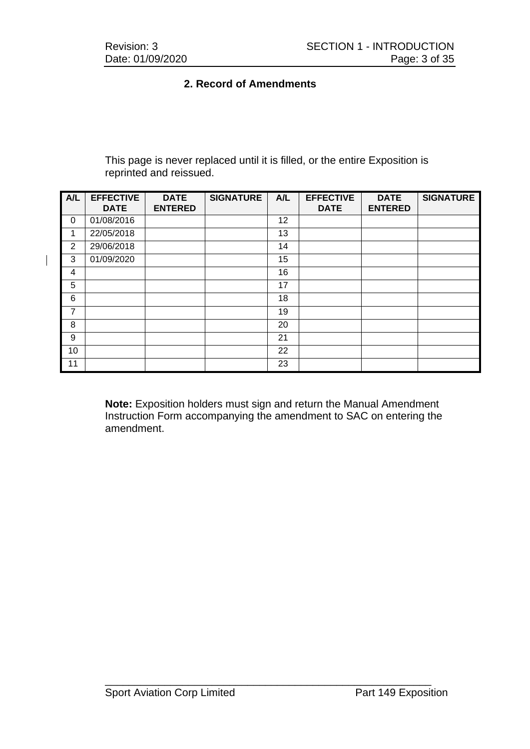## 2. Record of Amendments

This page is never replaced until it is filled, or the entire Exposition is reprinted and reissued.

| A/L | EFFECTIVE DATE | DATE ENTERED | SIGNATURE | A/L | EFFECTIVE DATE | DATE ENTERED | SIGNATURE |
|---|---|---|---|---|---|---|---|
| 0 | 01/08/2016 | | | 12 | | | |
| 1 | 22/05/2018 | | | 13 | | | |
| 2 | 29/06/2018 | | | 14 | | | |
| 3 | 01/09/2020 | | | 15 | | | |
| 4 | | | | 16 | | | |
| 5 | | | | 17 | | | |
| 6 | | | | 18 | | | |
| 7 | | | | 19 | | | |
| 8 | | | | 20 | | | |
| 9 | | | | 21 | | | |
| 10 | | | | 22 | | | |
| 11 | | | | 23 | | | |

**Note:** Exposition holders must sign and return the Manual Amendment Instruction Form accompanying the amendment to SAC on entering the amendment.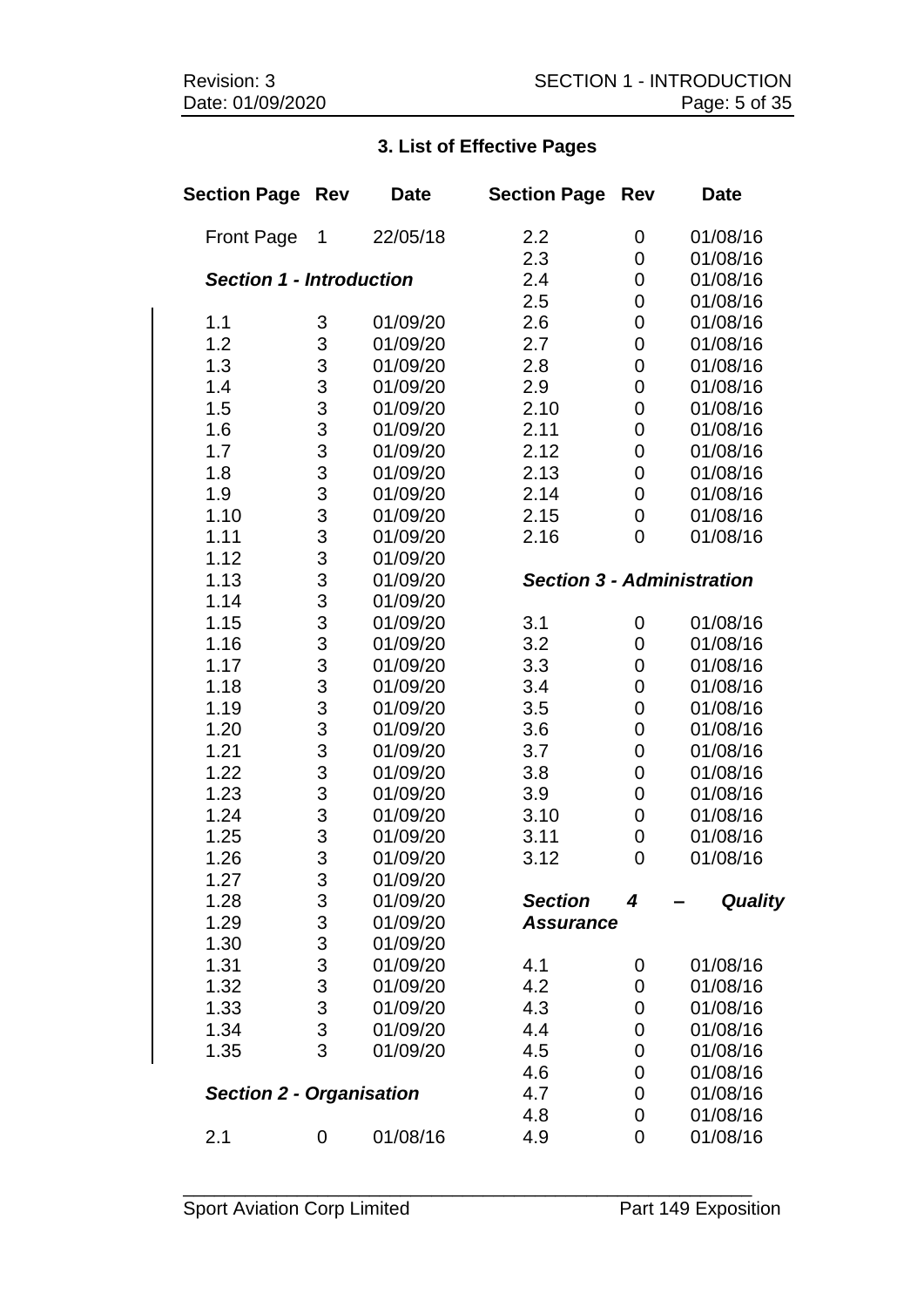## 3. List of Effective Pages

| Section Page | Rev | Date |
|---|---|---|
| Front Page | 1 | 22/05/18 |
| ***Section 1 - Introduction*** | | |
| 1.1 | 3 | 01/09/20 |
| 1.2 | 3 | 01/09/20 |
| 1.3 | 3 | 01/09/20 |
| 1.4 | 3 | 01/09/20 |
| 1.5 | 3 | 01/09/20 |
| 1.6 | 3 | 01/09/20 |
| 1.7 | 3 | 01/09/20 |
| 1.8 | 3 | 01/09/20 |
| 1.9 | 3 | 01/09/20 |
| 1.10 | 3 | 01/09/20 |
| 1.11 | 3 | 01/09/20 |
| 1.12 | 3 | 01/09/20 |
| 1.13 | 3 | 01/09/20 |
| 1.14 | 3 | 01/09/20 |
| 1.15 | 3 | 01/09/20 |
| 1.16 | 3 | 01/09/20 |
| 1.17 | 3 | 01/09/20 |
| 1.18 | 3 | 01/09/20 |
| 1.19 | 3 | 01/09/20 |
| 1.20 | 3 | 01/09/20 |
| 1.21 | 3 | 01/09/20 |
| 1.22 | 3 | 01/09/20 |
| 1.23 | 3 | 01/09/20 |
| 1.24 | 3 | 01/09/20 |
| 1.25 | 3 | 01/09/20 |
| 1.26 | 3 | 01/09/20 |
| 1.27 | 3 | 01/09/20 |
| 1.28 | 3 | 01/09/20 |
| 1.29 | 3 | 01/09/20 |
| 1.30 | 3 | 01/09/20 |
| 1.31 | 3 | 01/09/20 |
| 1.32 | 3 | 01/09/20 |
| 1.33 | 3 | 01/09/20 |
| 1.34 | 3 | 01/09/20 |
| 1.35 | 3 | 01/09/20 |
| ***Section 2 - Organisation*** | | |
| 2.1 | 0 | 01/08/16 |
| 2.2 | 0 | 01/08/16 |
| 2.3 | 0 | 01/08/16 |
| 2.4 | 0 | 01/08/16 |
| 2.5 | 0 | 01/08/16 |
| 2.6 | 0 | 01/08/16 |
| 2.7 | 0 | 01/08/16 |
| 2.8 | 0 | 01/08/16 |
| 2.9 | 0 | 01/08/16 |
| 2.10 | 0 | 01/08/16 |
| 2.11 | 0 | 01/08/16 |
| 2.12 | 0 | 01/08/16 |
| 2.13 | 0 | 01/08/16 |
| 2.14 | 0 | 01/08/16 |
| 2.15 | 0 | 01/08/16 |
| 2.16 | 0 | 01/08/16 |
| ***Section 3 - Administration*** | | |
| 3.1 | 0 | 01/08/16 |
| 3.2 | 0 | 01/08/16 |
| 3.3 | 0 | 01/08/16 |
| 3.4 | 0 | 01/08/16 |
| 3.5 | 0 | 01/08/16 |
| 3.6 | 0 | 01/08/16 |
| 3.7 | 0 | 01/08/16 |
| 3.8 | 0 | 01/08/16 |
| 3.9 | 0 | 01/08/16 |
| 3.10 | 0 | 01/08/16 |
| 3.11 | 0 | 01/08/16 |
| 3.12 | 0 | 01/08/16 |
| ***Section 4 – Quality Assurance*** | | |
| 4.1 | 0 | 01/08/16 |
| 4.2 | 0 | 01/08/16 |
| 4.3 | 0 | 01/08/16 |
| 4.4 | 0 | 01/08/16 |
| 4.5 | 0 | 01/08/16 |
| 4.6 | 0 | 01/08/16 |
| 4.7 | 0 | 01/08/16 |
| 4.8 | 0 | 01/08/16 |
| 4.9 | 0 | 01/08/16 |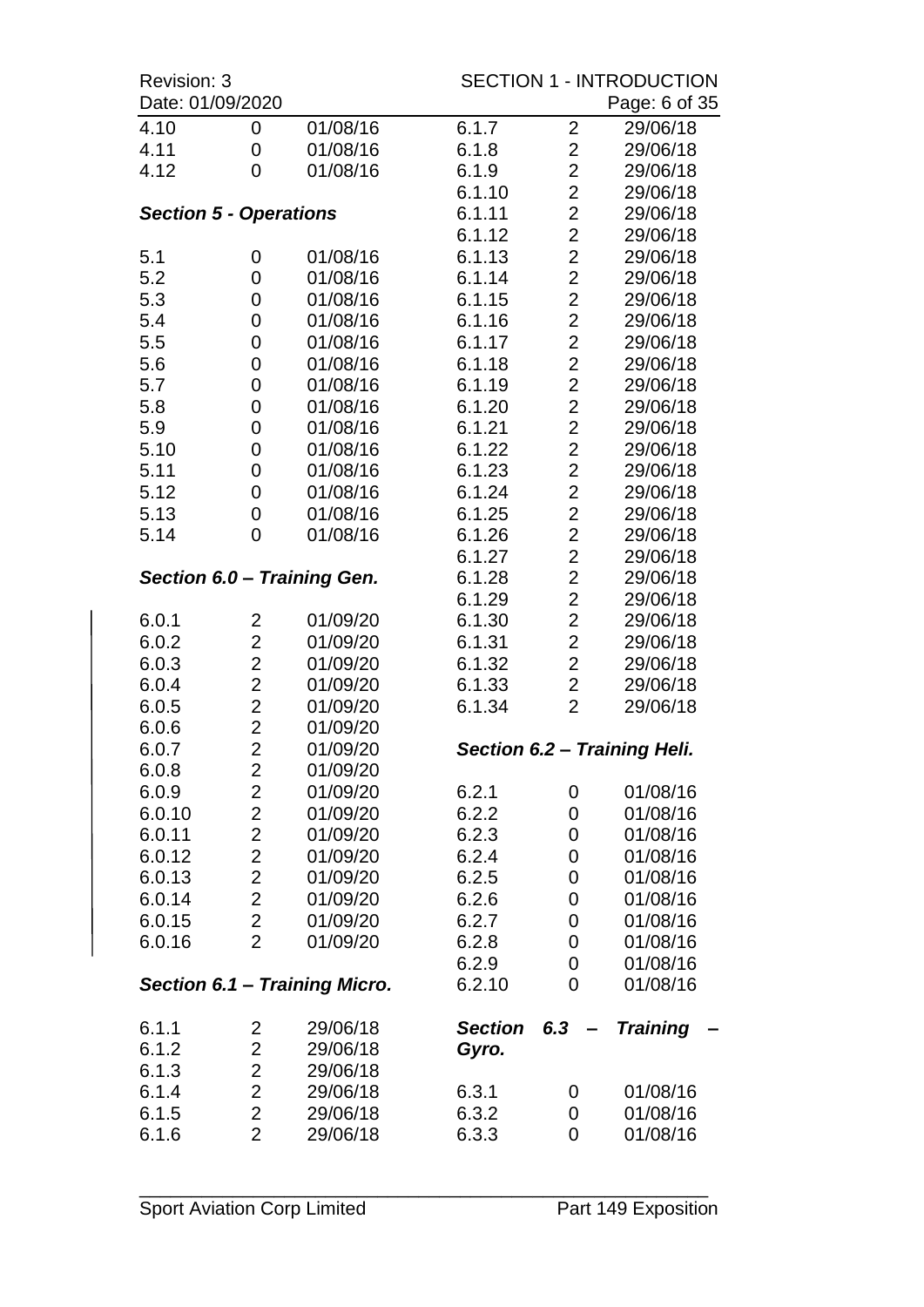| | | |
|---|---|---|
| 4.10 | 0 | 01/08/16 |
| 4.11 | 0 | 01/08/16 |
| 4.12 | 0 | 01/08/16 |

***Section 5 - Operations***

| | | |
|---|---|---|
| 5.1 | 0 | 01/08/16 |
| 5.2 | 0 | 01/08/16 |
| 5.3 | 0 | 01/08/16 |
| 5.4 | 0 | 01/08/16 |
| 5.5 | 0 | 01/08/16 |
| 5.6 | 0 | 01/08/16 |
| 5.7 | 0 | 01/08/16 |
| 5.8 | 0 | 01/08/16 |
| 5.9 | 0 | 01/08/16 |
| 5.10 | 0 | 01/08/16 |
| 5.11 | 0 | 01/08/16 |
| 5.12 | 0 | 01/08/16 |
| 5.13 | 0 | 01/08/16 |
| 5.14 | 0 | 01/08/16 |

***Section 6.0 – Training Gen.***

| | | |
|---|---|---|
| 6.0.1 | 2 | 01/09/20 |
| 6.0.2 | 2 | 01/09/20 |
| 6.0.3 | 2 | 01/09/20 |
| 6.0.4 | 2 | 01/09/20 |
| 6.0.5 | 2 | 01/09/20 |
| 6.0.6 | 2 | 01/09/20 |
| 6.0.7 | 2 | 01/09/20 |
| 6.0.8 | 2 | 01/09/20 |
| 6.0.9 | 2 | 01/09/20 |
| 6.0.10 | 2 | 01/09/20 |
| 6.0.11 | 2 | 01/09/20 |
| 6.0.12 | 2 | 01/09/20 |
| 6.0.13 | 2 | 01/09/20 |
| 6.0.14 | 2 | 01/09/20 |
| 6.0.15 | 2 | 01/09/20 |
| 6.0.16 | 2 | 01/09/20 |

***Section 6.1 – Training Micro.***

| | | |
|---|---|---|
| 6.1.1 | 2 | 29/06/18 |
| 6.1.2 | 2 | 29/06/18 |
| 6.1.3 | 2 | 29/06/18 |
| 6.1.4 | 2 | 29/06/18 |
| 6.1.5 | 2 | 29/06/18 |
| 6.1.6 | 2 | 29/06/18 |
| 6.1.7 | 2 | 29/06/18 |
| 6.1.8 | 2 | 29/06/18 |
| 6.1.9 | 2 | 29/06/18 |
| 6.1.10 | 2 | 29/06/18 |
| 6.1.11 | 2 | 29/06/18 |
| 6.1.12 | 2 | 29/06/18 |
| 6.1.13 | 2 | 29/06/18 |
| 6.1.14 | 2 | 29/06/18 |
| 6.1.15 | 2 | 29/06/18 |
| 6.1.16 | 2 | 29/06/18 |
| 6.1.17 | 2 | 29/06/18 |
| 6.1.18 | 2 | 29/06/18 |
| 6.1.19 | 2 | 29/06/18 |
| 6.1.20 | 2 | 29/06/18 |
| 6.1.21 | 2 | 29/06/18 |
| 6.1.22 | 2 | 29/06/18 |
| 6.1.23 | 2 | 29/06/18 |
| 6.1.24 | 2 | 29/06/18 |
| 6.1.25 | 2 | 29/06/18 |
| 6.1.26 | 2 | 29/06/18 |
| 6.1.27 | 2 | 29/06/18 |
| 6.1.28 | 2 | 29/06/18 |
| 6.1.29 | 2 | 29/06/18 |
| 6.1.30 | 2 | 29/06/18 |
| 6.1.31 | 2 | 29/06/18 |
| 6.1.32 | 2 | 29/06/18 |
| 6.1.33 | 2 | 29/06/18 |
| 6.1.34 | 2 | 29/06/18 |

***Section 6.2 – Training Heli.***

| | | |
|---|---|---|
| 6.2.1 | 0 | 01/08/16 |
| 6.2.2 | 0 | 01/08/16 |
| 6.2.3 | 0 | 01/08/16 |
| 6.2.4 | 0 | 01/08/16 |
| 6.2.5 | 0 | 01/08/16 |
| 6.2.6 | 0 | 01/08/16 |
| 6.2.7 | 0 | 01/08/16 |
| 6.2.8 | 0 | 01/08/16 |
| 6.2.9 | 0 | 01/08/16 |
| 6.2.10 | 0 | 01/08/16 |

***Section 6.3 – Training – Gyro.***

| | | |
|---|---|---|
| 6.3.1 | 0 | 01/08/16 |
| 6.3.2 | 0 | 01/08/16 |
| 6.3.3 | 0 | 01/08/16 |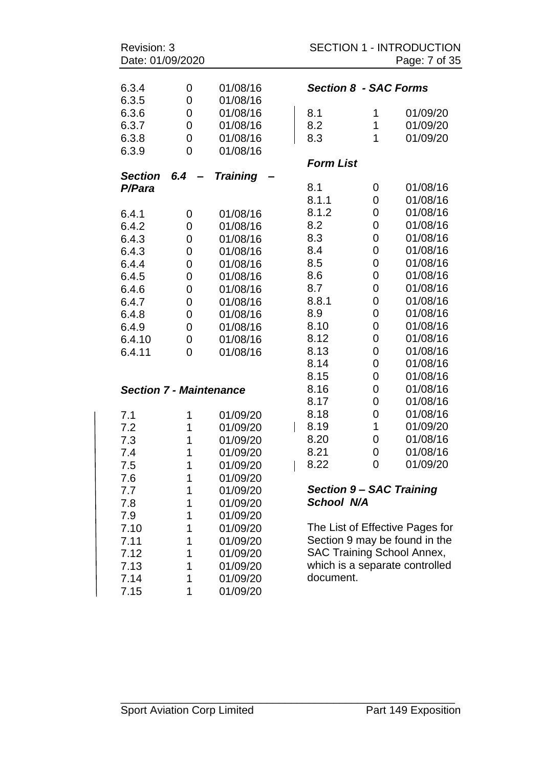| | | |
|---|---|---|
| 6.3.4 | 0 | 01/08/16 |
| 6.3.5 | 0 | 01/08/16 |
| 6.3.6 | 0 | 01/08/16 |
| 6.3.7 | 0 | 01/08/16 |
| 6.3.8 | 0 | 01/08/16 |
| 6.3.9 | 0 | 01/08/16 |

***Section 6.4 – Training – P/Para***

| | | |
|---|---|---|
| 6.4.1 | 0 | 01/08/16 |
| 6.4.2 | 0 | 01/08/16 |
| 6.4.3 | 0 | 01/08/16 |
| 6.4.3 | 0 | 01/08/16 |
| 6.4.4 | 0 | 01/08/16 |
| 6.4.5 | 0 | 01/08/16 |
| 6.4.6 | 0 | 01/08/16 |
| 6.4.7 | 0 | 01/08/16 |
| 6.4.8 | 0 | 01/08/16 |
| 6.4.9 | 0 | 01/08/16 |
| 6.4.10 | 0 | 01/08/16 |
| 6.4.11 | 0 | 01/08/16 |

***Section 7 - Maintenance***

| | | |
|---|---|---|
| 7.1 | 1 | 01/09/20 |
| 7.2 | 1 | 01/09/20 |
| 7.3 | 1 | 01/09/20 |
| 7.4 | 1 | 01/09/20 |
| 7.5 | 1 | 01/09/20 |
| 7.6 | 1 | 01/09/20 |
| 7.7 | 1 | 01/09/20 |
| 7.8 | 1 | 01/09/20 |
| 7.9 | 1 | 01/09/20 |
| 7.10 | 1 | 01/09/20 |
| 7.11 | 1 | 01/09/20 |
| 7.12 | 1 | 01/09/20 |
| 7.13 | 1 | 01/09/20 |
| 7.14 | 1 | 01/09/20 |
| 7.15 | 1 | 01/09/20 |

***Section 8 - SAC Forms***

| | | |
|---|---|---|
| 8.1 | 1 | 01/09/20 |
| 8.2 | 1 | 01/09/20 |
| 8.3 | 1 | 01/09/20 |

***Form List***

| | | |
|---|---|---|
| 8.1 | 0 | 01/08/16 |
| 8.1.1 | 0 | 01/08/16 |
| 8.1.2 | 0 | 01/08/16 |
| 8.2 | 0 | 01/08/16 |
| 8.3 | 0 | 01/08/16 |
| 8.4 | 0 | 01/08/16 |
| 8.5 | 0 | 01/08/16 |
| 8.6 | 0 | 01/08/16 |
| 8.7 | 0 | 01/08/16 |
| 8.8.1 | 0 | 01/08/16 |
| 8.9 | 0 | 01/08/16 |
| 8.10 | 0 | 01/08/16 |
| 8.12 | 0 | 01/08/16 |
| 8.13 | 0 | 01/08/16 |
| 8.14 | 0 | 01/08/16 |
| 8.15 | 0 | 01/08/16 |
| 8.16 | 0 | 01/08/16 |
| 8.17 | 0 | 01/08/16 |
| 8.18 | 0 | 01/08/16 |
| 8.19 | 1 | 01/09/20 |
| 8.20 | 0 | 01/08/16 |
| 8.21 | 0 | 01/08/16 |
| 8.22 | 0 | 01/09/20 |

***Section 9 – SAC Training School N/A***

The List of Effective Pages for Section 9 may be found in the SAC Training School Annex, which is a separate controlled document.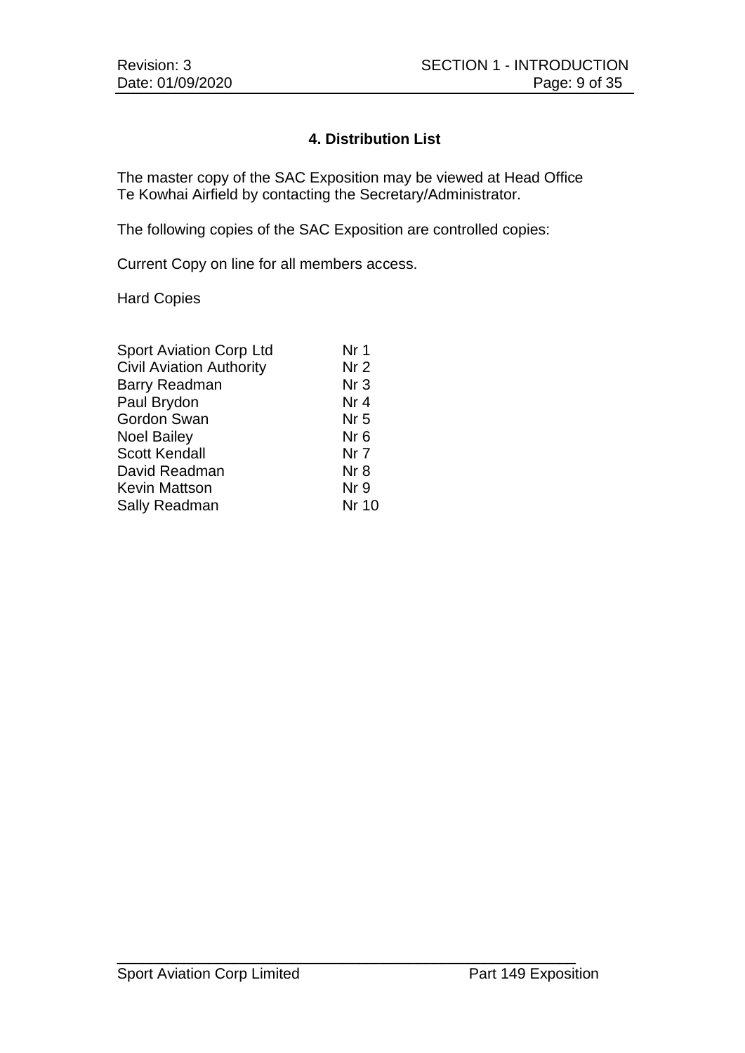### 4. Distribution List

The master copy of the SAC Exposition may be viewed at Head Office Te Kowhai Airfield by contacting the Secretary/Administrator.

The following copies of the SAC Exposition are controlled copies:

Current Copy on line for all members access.

Hard Copies

| | |
|---|---|
| Sport Aviation Corp Ltd | Nr 1 |
| Civil Aviation Authority | Nr 2 |
| Barry Readman | Nr 3 |
| Paul Brydon | Nr 4 |
| Gordon Swan | Nr 5 |
| Noel Bailey | Nr 6 |
| Scott Kendall | Nr 7 |
| David Readman | Nr 8 |
| Kevin Mattson | Nr 9 |
| Sally Readman | Nr 10 |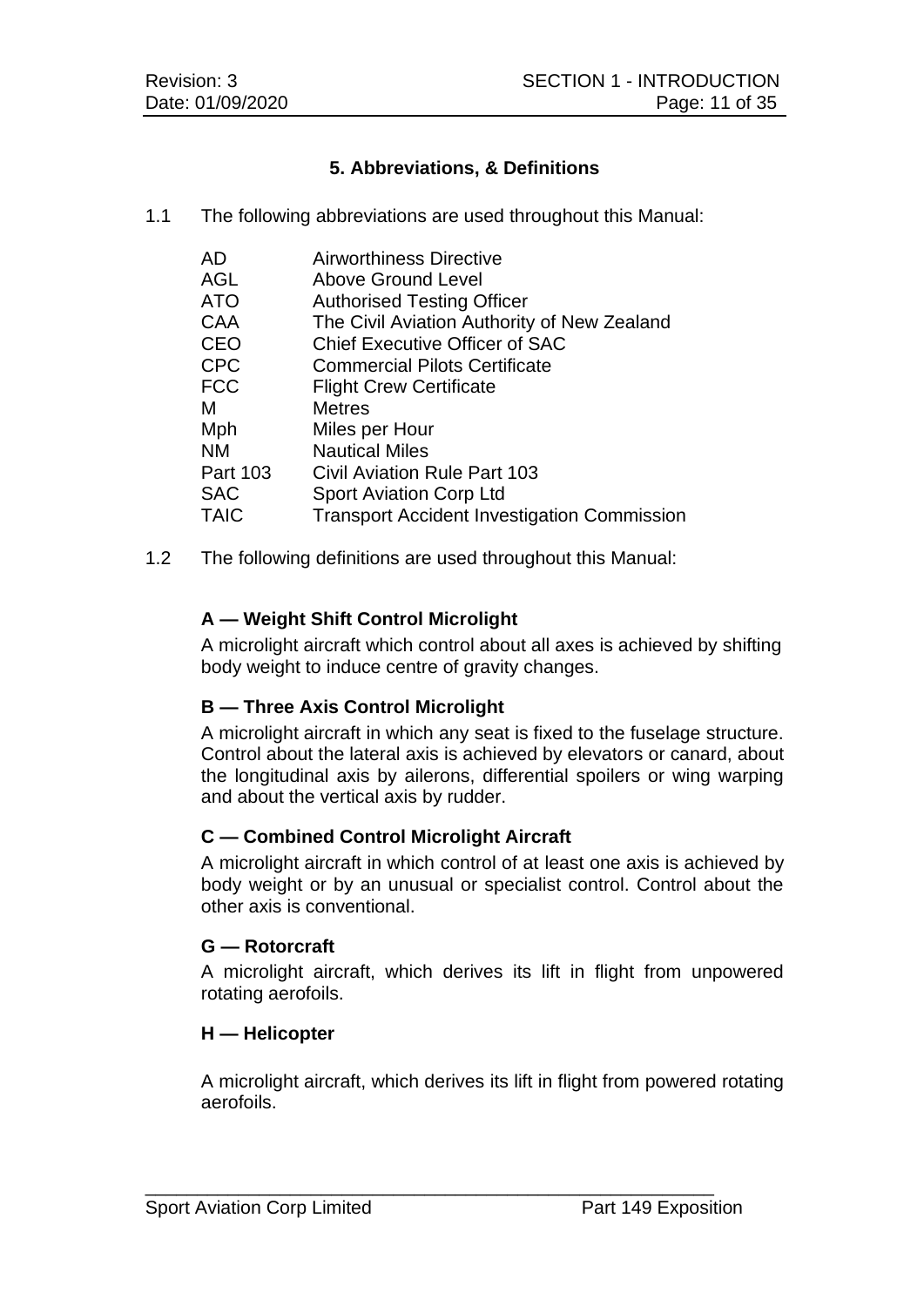## 5. Abbreviations, & Definitions

1.1 The following abbreviations are used throughout this Manual:

| | |
|---|---|
| AD | Airworthiness Directive |
| AGL | Above Ground Level |
| ATO | Authorised Testing Officer |
| CAA | The Civil Aviation Authority of New Zealand |
| CEO | Chief Executive Officer of SAC |
| CPC | Commercial Pilots Certificate |
| FCC | Flight Crew Certificate |
| M | Metres |
| Mph | Miles per Hour |
| NM | Nautical Miles |
| Part 103 | Civil Aviation Rule Part 103 |
| SAC | Sport Aviation Corp Ltd |
| TAIC | Transport Accident Investigation Commission |

1.2 The following definitions are used throughout this Manual:

**A — Weight Shift Control Microlight**

A microlight aircraft which control about all axes is achieved by shifting body weight to induce centre of gravity changes.

**B — Three Axis Control Microlight**

A microlight aircraft in which any seat is fixed to the fuselage structure. Control about the lateral axis is achieved by elevators or canard, about the longitudinal axis by ailerons, differential spoilers or wing warping and about the vertical axis by rudder.

**C — Combined Control Microlight Aircraft**

A microlight aircraft in which control of at least one axis is achieved by body weight or by an unusual or specialist control. Control about the other axis is conventional.

**G — Rotorcraft**

A microlight aircraft, which derives its lift in flight from unpowered rotating aerofoils.

**H — Helicopter**

A microlight aircraft, which derives its lift in flight from powered rotating aerofoils.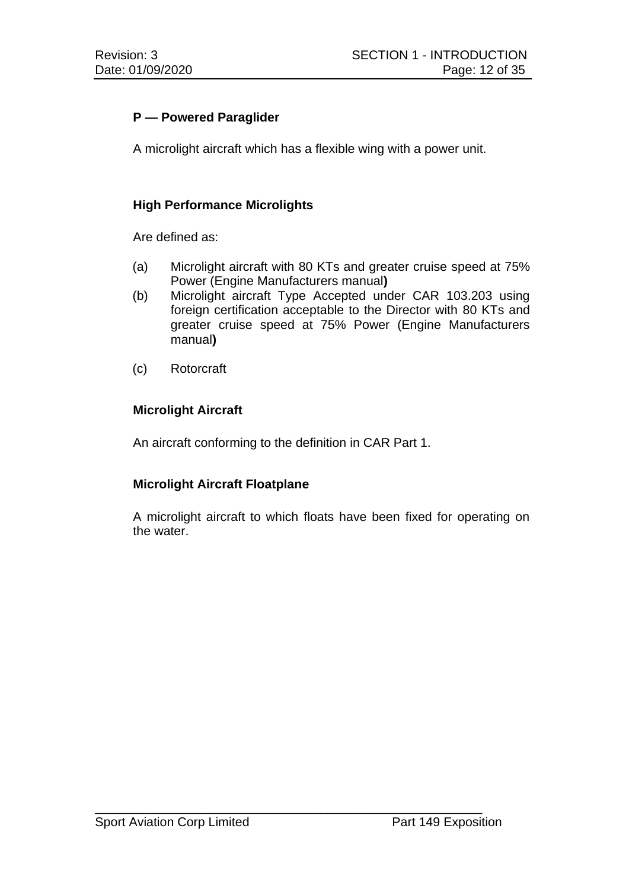**P — Powered Paraglider**

A microlight aircraft which has a flexible wing with a power unit.

**High Performance Microlights**

Are defined as:

(a) Microlight aircraft with 80 KTs and greater cruise speed at 75% Power (Engine Manufacturers manual**)**
(b) Microlight aircraft Type Accepted under CAR 103.203 using foreign certification acceptable to the Director with 80 KTs and greater cruise speed at 75% Power (Engine Manufacturers manual**)**
(c) Rotorcraft

**Microlight Aircraft**

An aircraft conforming to the definition in CAR Part 1.

**Microlight Aircraft Floatplane**

A microlight aircraft to which floats have been fixed for operating on the water.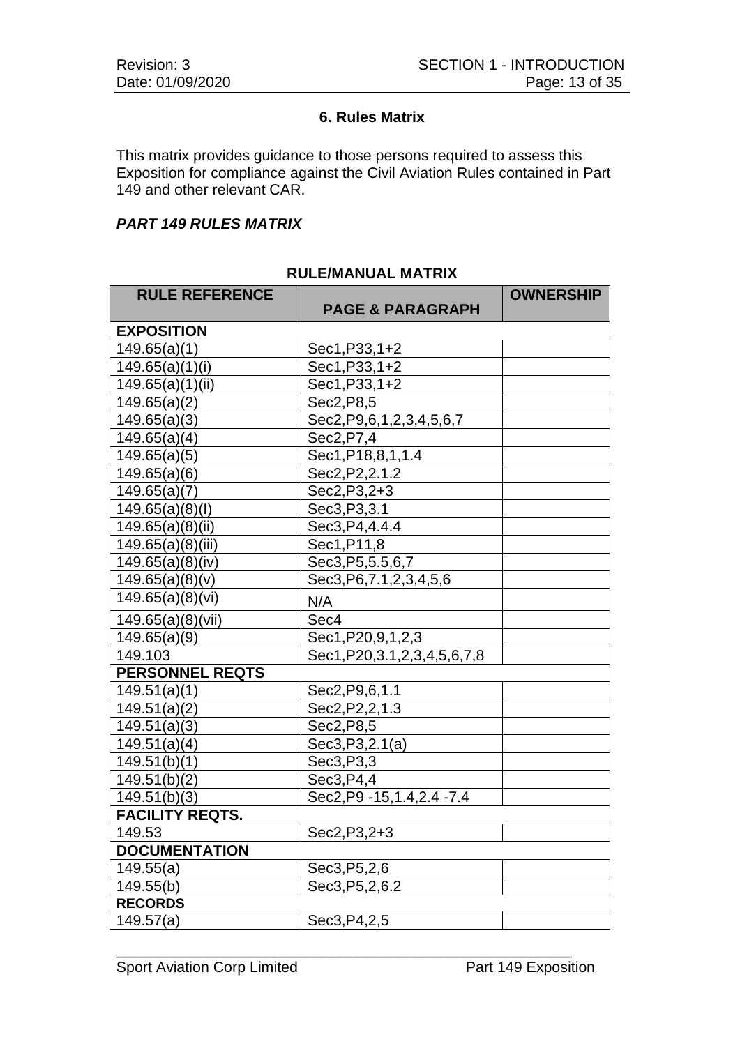## 6. Rules Matrix

This matrix provides guidance to those persons required to assess this Exposition for compliance against the Civil Aviation Rules contained in Part 149 and other relevant CAR.

***PART 149 RULES MATRIX***

**RULE/MANUAL MATRIX**

| RULE REFERENCE | PAGE & PARAGRAPH | OWNERSHIP |
|---|---|---|
| **EXPOSITION** | | |
| 149.65(a)(1) | Sec1,P33,1+2 | |
| 149.65(a)(1)(i) | Sec1,P33,1+2 | |
| 149.65(a)(1)(ii) | Sec1,P33,1+2 | |
| 149.65(a)(2) | Sec2,P8,5 | |
| 149.65(a)(3) | Sec2,P9,6,1,2,3,4,5,6,7 | |
| 149.65(a)(4) | Sec2,P7,4 | |
| 149.65(a)(5) | Sec1,P18,8,1,1.4 | |
| 149.65(a)(6) | Sec2,P2,2.1.2 | |
| 149.65(a)(7) | Sec2,P3,2+3 | |
| 149.65(a)(8)(I) | Sec3,P3,3.1 | |
| 149.65(a)(8)(ii) | Sec3,P4,4.4.4 | |
| 149.65(a)(8)(iii) | Sec1,P11,8 | |
| 149.65(a)(8)(iv) | Sec3,P5,5.5,6,7 | |
| 149.65(a)(8)(v) | Sec3,P6,7.1,2,3,4,5,6 | |
| 149.65(a)(8)(vi) | N/A | |
| 149.65(a)(8)(vii) | Sec4 | |
| 149.65(a)(9) | Sec1,P20,9,1,2,3 | |
| 149.103 | Sec1,P20,3.1,2,3,4,5,6,7,8 | |
| **PERSONNEL REQTS** | | |
| 149.51(a)(1) | Sec2,P9,6,1.1 | |
| 149.51(a)(2) | Sec2,P2,2,1.3 | |
| 149.51(a)(3) | Sec2,P8,5 | |
| 149.51(a)(4) | Sec3,P3,2.1(a) | |
| 149.51(b)(1) | Sec3,P3,3 | |
| 149.51(b)(2) | Sec3,P4,4 | |
| 149.51(b)(3) | Sec2,P9 -15,1.4,2.4 -7.4 | |
| **FACILITY REQTS.** | | |
| 149.53 | Sec2,P3,2+3 | |
| **DOCUMENTATION** | | |
| 149.55(a) | Sec3,P5,2,6 | |
| 149.55(b) | Sec3,P5,2,6.2 | |
| **RECORDS** | | |
| 149.57(a) | Sec3,P4,2,5 | |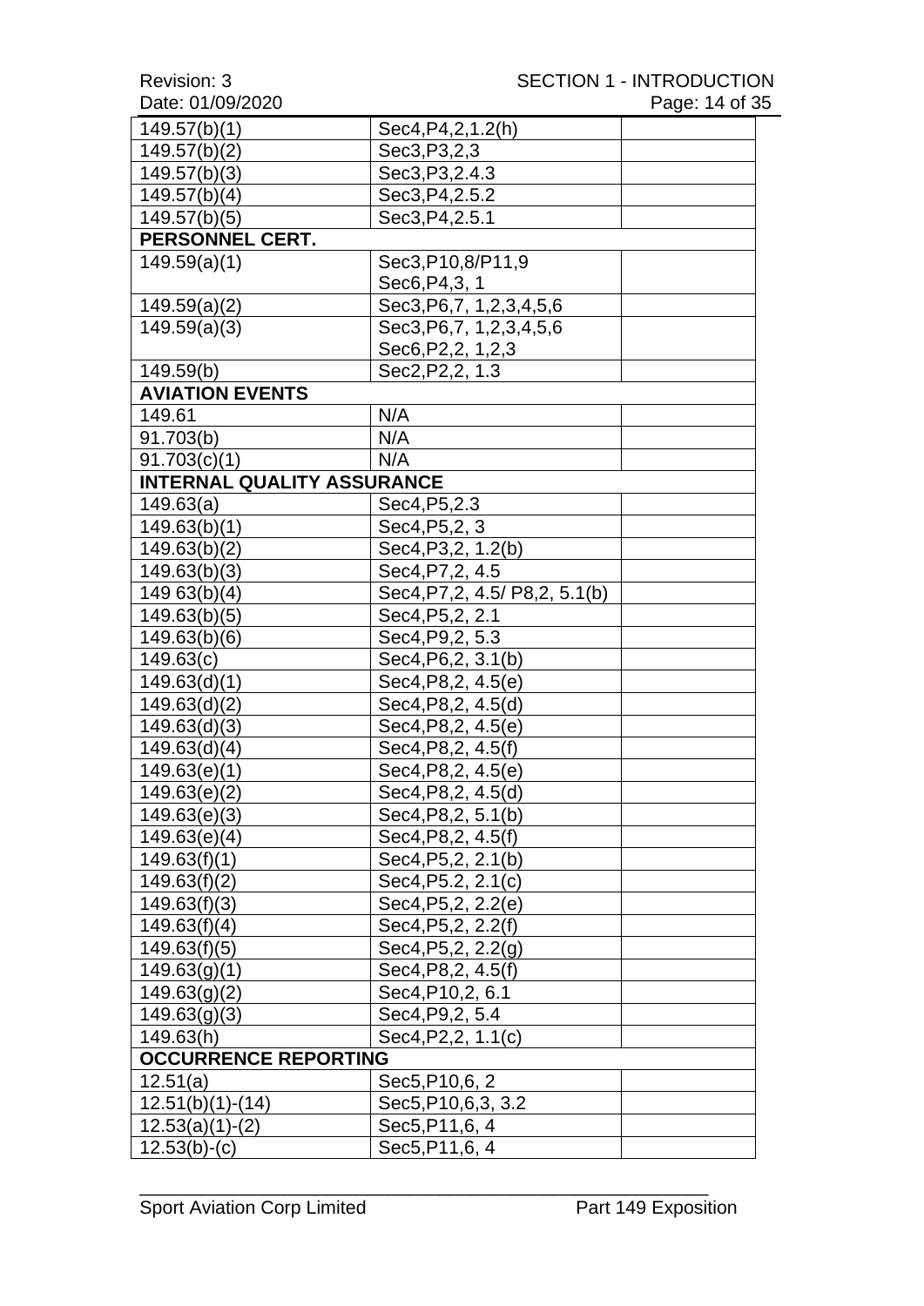| | | |
|---|---|---|
| 149.57(b)(1) | Sec4,P4,2,1.2(h) | |
| 149.57(b)(2) | Sec3,P3,2,3 | |
| 149.57(b)(3) | Sec3,P3,2.4.3 | |
| 149.57(b)(4) | Sec3,P4,2.5.2 | |
| 149.57(b)(5) | Sec3,P4,2.5.1 | |
| **PERSONNEL CERT.** | | |
| 149.59(a)(1) | Sec3,P10,8/P11,9<br>Sec6,P4,3, 1 | |
| 149.59(a)(2) | Sec3,P6,7, 1,2,3,4,5,6 | |
| 149.59(a)(3) | Sec3,P6,7, 1,2,3,4,5,6<br>Sec6,P2,2, 1,2,3 | |
| 149.59(b) | Sec2,P2,2, 1.3 | |
| **AVIATION EVENTS** | | |
| 149.61 | N/A | |
| 91.703(b) | N/A | |
| 91.703(c)(1) | N/A | |
| **INTERNAL QUALITY ASSURANCE** | | |
| 149.63(a) | Sec4,P5,2.3 | |
| 149.63(b)(1) | Sec4,P5,2, 3 | |
| 149.63(b)(2) | Sec4,P3,2, 1.2(b) | |
| 149.63(b)(3) | Sec4,P7,2, 4.5 | |
| 149 63(b)(4) | Sec4,P7,2, 4.5/ P8,2, 5.1(b) | |
| 149.63(b)(5) | Sec4,P5,2, 2.1 | |
| 149.63(b)(6) | Sec4,P9,2, 5.3 | |
| 149.63(c) | Sec4,P6,2, 3.1(b) | |
| 149.63(d)(1) | Sec4,P8,2, 4.5(e) | |
| 149.63(d)(2) | Sec4,P8,2, 4.5(d) | |
| 149.63(d)(3) | Sec4,P8,2, 4.5(e) | |
| 149.63(d)(4) | Sec4,P8,2, 4.5(f) | |
| 149.63(e)(1) | Sec4,P8,2, 4.5(e) | |
| 149.63(e)(2) | Sec4,P8,2, 4.5(d) | |
| 149.63(e)(3) | Sec4,P8,2, 5.1(b) | |
| 149.63(e)(4) | Sec4,P8,2, 4.5(f) | |
| 149.63(f)(1) | Sec4,P5,2, 2.1(b) | |
| 149.63(f)(2) | Sec4,P5.2, 2.1(c) | |
| 149.63(f)(3) | Sec4,P5,2, 2.2(e) | |
| 149.63(f)(4) | Sec4,P5,2, 2.2(f) | |
| 149.63(f)(5) | Sec4,P5,2, 2.2(g) | |
| 149.63(g)(1) | Sec4,P8,2, 4.5(f) | |
| 149.63(g)(2) | Sec4,P10,2, 6.1 | |
| 149.63(g)(3) | Sec4,P9,2, 5.4 | |
| 149.63(h) | Sec4,P2,2, 1.1(c) | |
| **OCCURRENCE REPORTING** | | |
| 12.51(a) | Sec5,P10,6, 2 | |
| 12.51(b)(1)-(14) | Sec5,P10,6,3, 3.2 | |
| 12.53(a)(1)-(2) | Sec5,P11,6, 4 | |
| 12.53(b)-(c) | Sec5,P11,6, 4 | |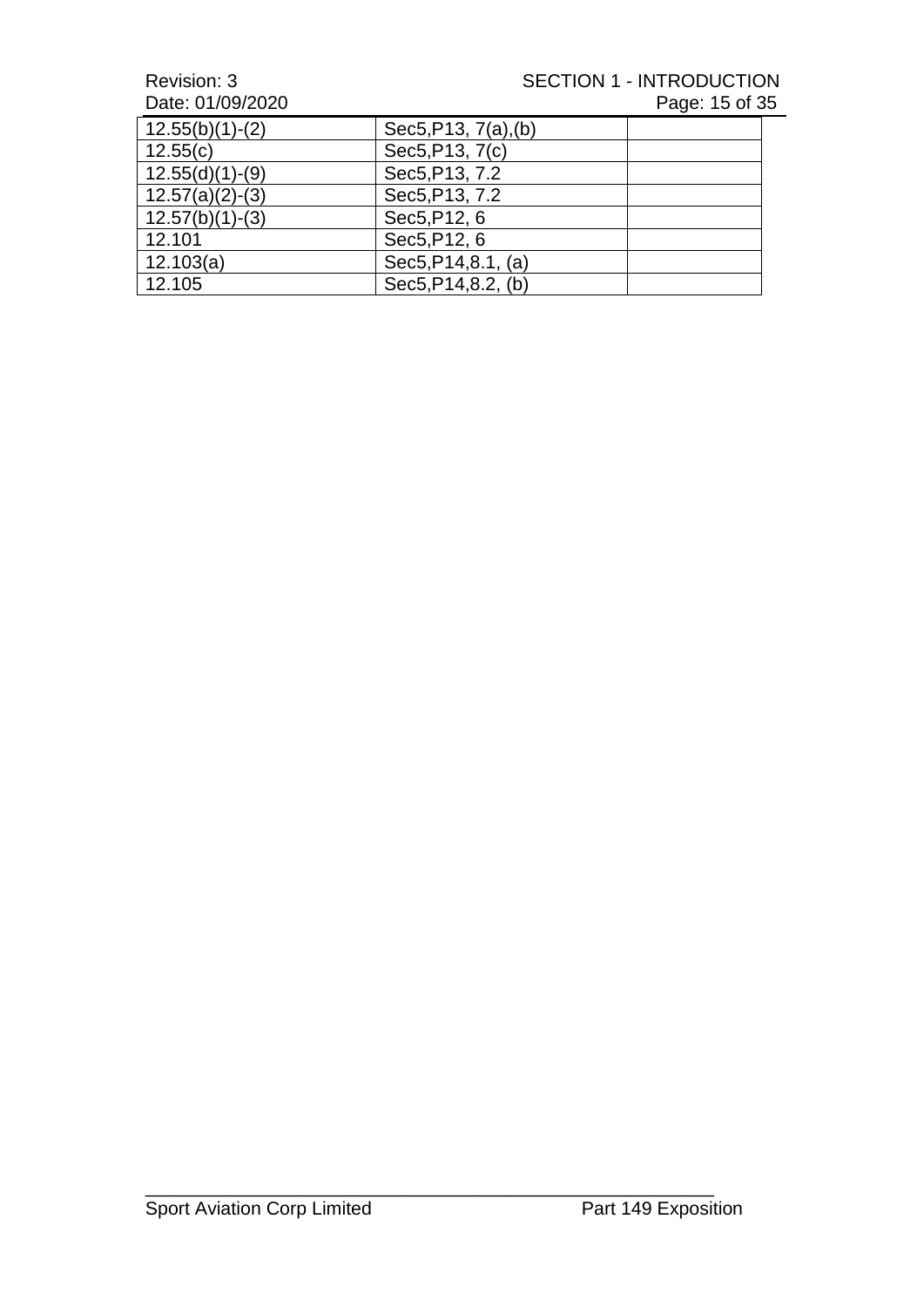| | | |
|---|---|---|
| 12.55(b)(1)-(2) | Sec5,P13, 7(a),(b) | |
| 12.55(c) | Sec5,P13, 7(c) | |
| 12.55(d)(1)-(9) | Sec5,P13, 7.2 | |
| 12.57(a)(2)-(3) | Sec5,P13, 7.2 | |
| 12.57(b)(1)-(3) | Sec5,P12, 6 | |
| 12.101 | Sec5,P12, 6 | |
| 12.103(a) | Sec5,P14,8.1, (a) | |
| 12.105 | Sec5,P14,8.2, (b) | |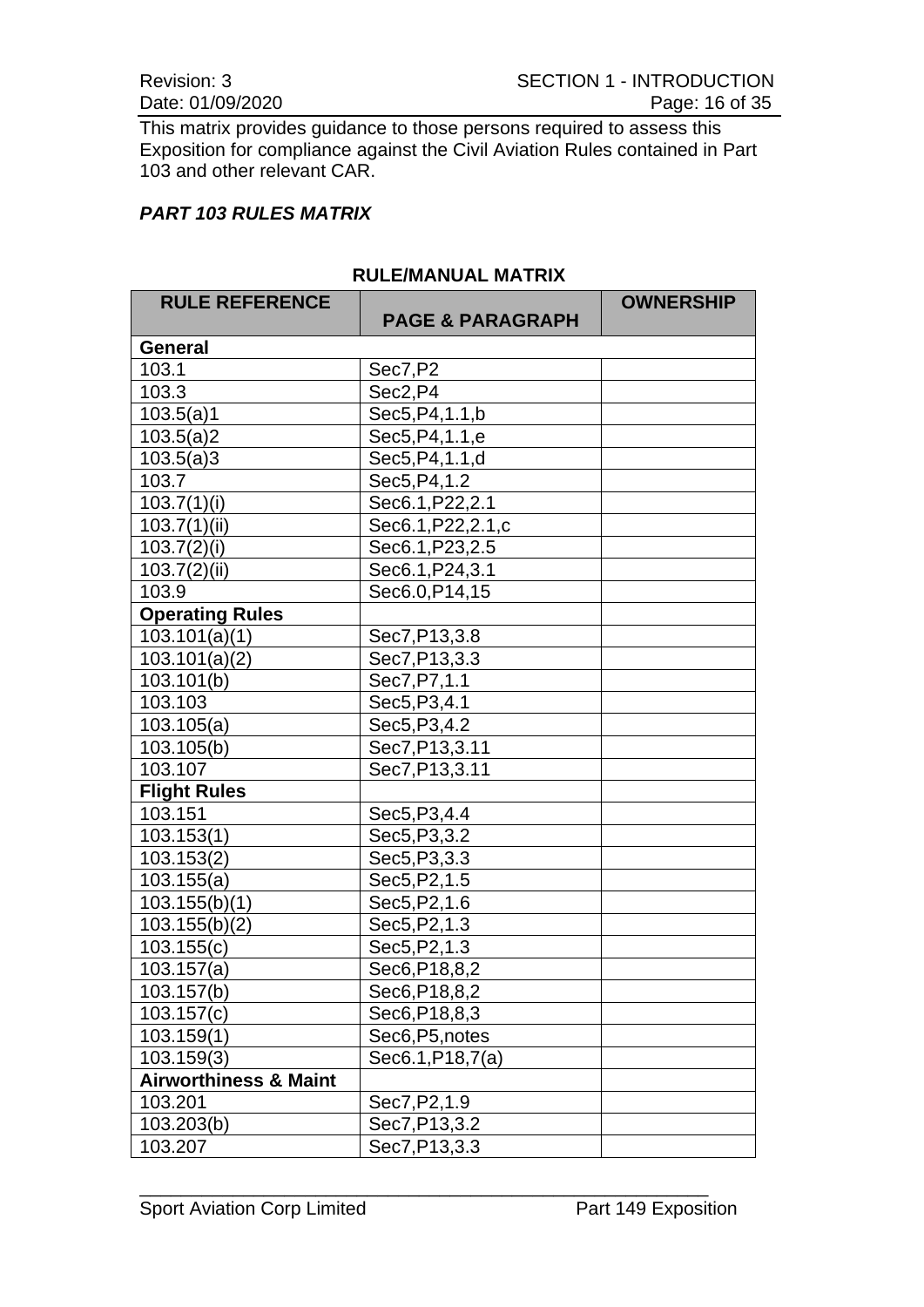This matrix provides guidance to those persons required to assess this Exposition for compliance against the Civil Aviation Rules contained in Part 103 and other relevant CAR.

***PART 103 RULES MATRIX***

**RULE/MANUAL MATRIX**

| RULE REFERENCE | PAGE & PARAGRAPH | OWNERSHIP |
|---|---|---|
| **General** | | |
| 103.1 | Sec7,P2 | |
| 103.3 | Sec2,P4 | |
| 103.5(a)1 | Sec5,P4,1.1,b | |
| 103.5(a)2 | Sec5,P4,1.1,e | |
| 103.5(a)3 | Sec5,P4,1.1,d | |
| 103.7 | Sec5,P4,1.2 | |
| 103.7(1)(i) | Sec6.1,P22,2.1 | |
| 103.7(1)(ii) | Sec6.1,P22,2.1,c | |
| 103.7(2)(i) | Sec6.1,P23,2.5 | |
| 103.7(2)(ii) | Sec6.1,P24,3.1 | |
| 103.9 | Sec6.0,P14,15 | |
| **Operating Rules** | | |
| 103.101(a)(1) | Sec7,P13,3.8 | |
| 103.101(a)(2) | Sec7,P13,3.3 | |
| 103.101(b) | Sec7,P7,1.1 | |
| 103.103 | Sec5,P3,4.1 | |
| 103.105(a) | Sec5,P3,4.2 | |
| 103.105(b) | Sec7,P13,3.11 | |
| 103.107 | Sec7,P13,3.11 | |
| **Flight Rules** | | |
| 103.151 | Sec5,P3,4.4 | |
| 103.153(1) | Sec5,P3,3.2 | |
| 103.153(2) | Sec5,P3,3.3 | |
| 103.155(a) | Sec5,P2,1.5 | |
| 103.155(b)(1) | Sec5,P2,1.6 | |
| 103.155(b)(2) | Sec5,P2,1.3 | |
| 103.155(c) | Sec5,P2,1.3 | |
| 103.157(a) | Sec6,P18,8,2 | |
| 103.157(b) | Sec6,P18,8,2 | |
| 103.157(c) | Sec6,P18,8,3 | |
| 103.159(1) | Sec6,P5,notes | |
| 103.159(3) | Sec6.1,P18,7(a) | |
| **Airworthiness & Maint** | | |
| 103.201 | Sec7,P2,1.9 | |
| 103.203(b) | Sec7,P13,3.2 | |
| 103.207 | Sec7,P13,3.3 | |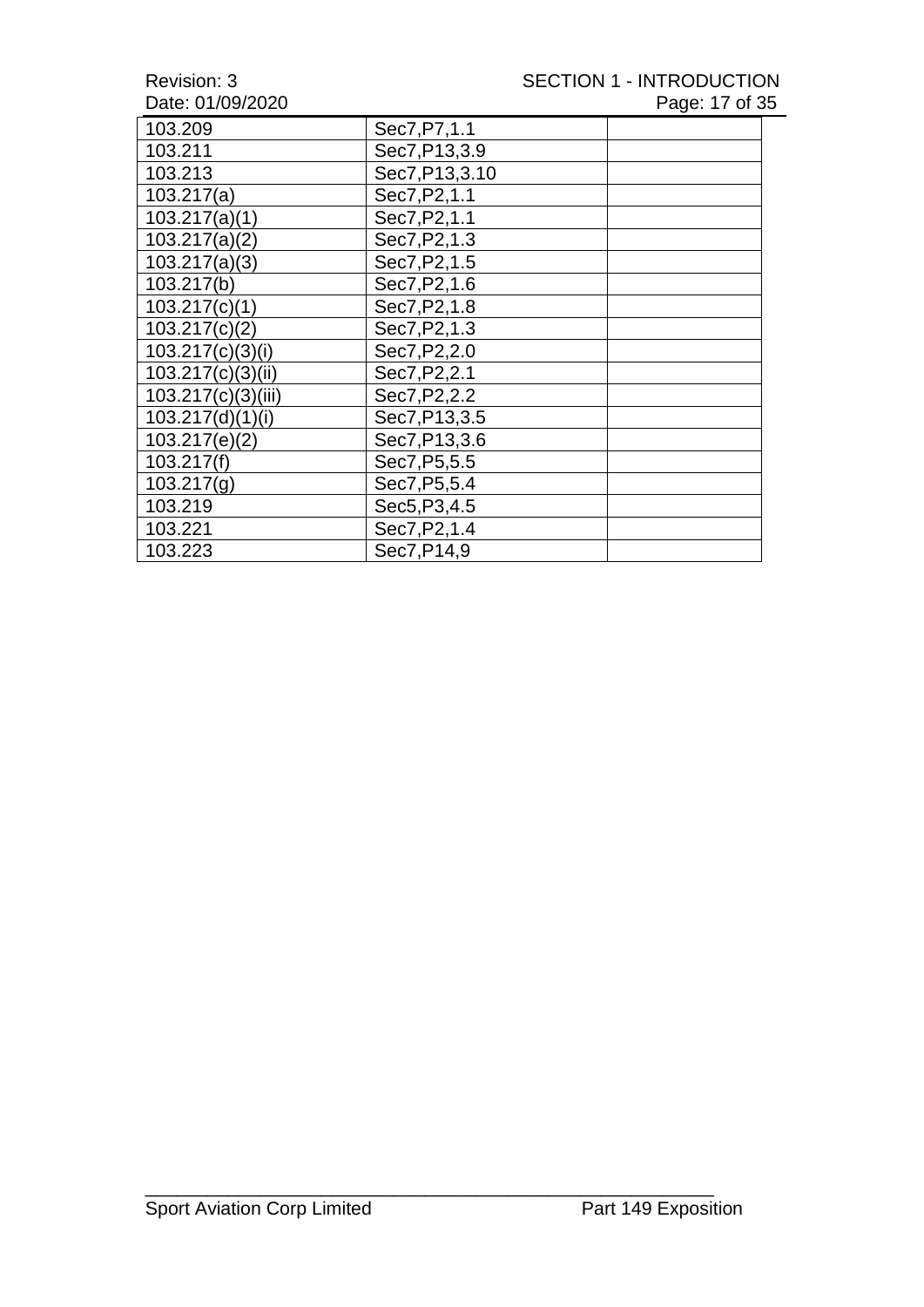| | | |
|---|---|---|
| 103.209 | Sec7,P7,1.1 | |
| 103.211 | Sec7,P13,3.9 | |
| 103.213 | Sec7,P13,3.10 | |
| 103.217(a) | Sec7,P2,1.1 | |
| 103.217(a)(1) | Sec7,P2,1.1 | |
| 103.217(a)(2) | Sec7,P2,1.3 | |
| 103.217(a)(3) | Sec7,P2,1.5 | |
| 103.217(b) | Sec7,P2,1.6 | |
| 103.217(c)(1) | Sec7,P2,1.8 | |
| 103.217(c)(2) | Sec7,P2,1.3 | |
| 103.217(c)(3)(i) | Sec7,P2,2.0 | |
| 103.217(c)(3)(ii) | Sec7,P2,2.1 | |
| 103.217(c)(3)(iii) | Sec7,P2,2.2 | |
| 103.217(d)(1)(i) | Sec7,P13,3.5 | |
| 103.217(e)(2) | Sec7,P13,3.6 | |
| 103.217(f) | Sec7,P5,5.5 | |
| 103.217(g) | Sec7,P5,5.4 | |
| 103.219 | Sec5,P3,4.5 | |
| 103.221 | Sec7,P2,1.4 | |
| 103.223 | Sec7,P14,9 | |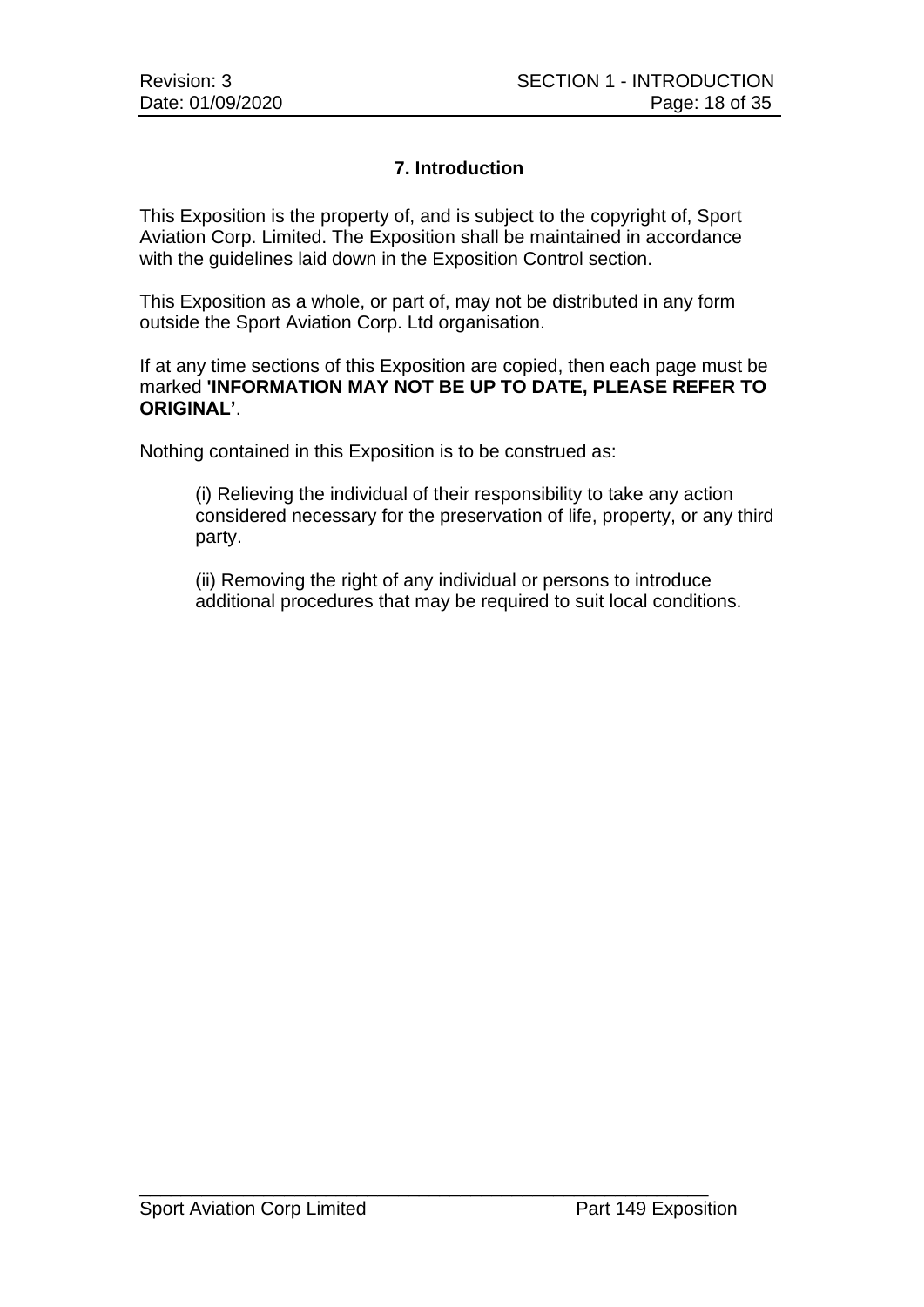## 7. Introduction

This Exposition is the property of, and is subject to the copyright of, Sport Aviation Corp. Limited. The Exposition shall be maintained in accordance with the guidelines laid down in the Exposition Control section.

This Exposition as a whole, or part of, may not be distributed in any form outside the Sport Aviation Corp. Ltd organisation.

If at any time sections of this Exposition are copied, then each page must be marked **'INFORMATION MAY NOT BE UP TO DATE, PLEASE REFER TO ORIGINAL'**.

Nothing contained in this Exposition is to be construed as:

(i) Relieving the individual of their responsibility to take any action considered necessary for the preservation of life, property, or any third party.

(ii) Removing the right of any individual or persons to introduce additional procedures that may be required to suit local conditions.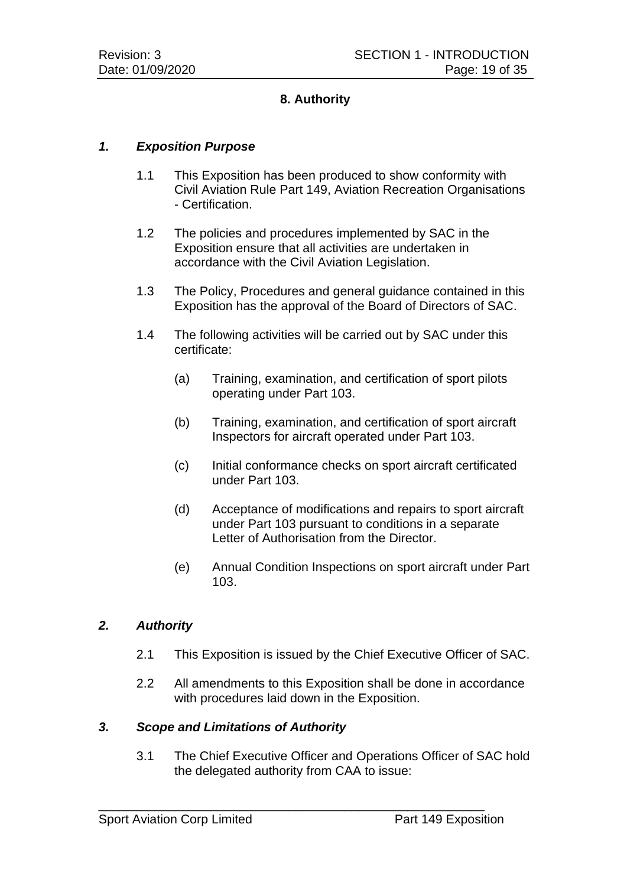## 8. Authority

### *1. Exposition Purpose*

1.1 This Exposition has been produced to show conformity with Civil Aviation Rule Part 149, Aviation Recreation Organisations - Certification.

1.2 The policies and procedures implemented by SAC in the Exposition ensure that all activities are undertaken in accordance with the Civil Aviation Legislation.

1.3 The Policy, Procedures and general guidance contained in this Exposition has the approval of the Board of Directors of SAC.

1.4 The following activities will be carried out by SAC under this certificate:

(a) Training, examination, and certification of sport pilots operating under Part 103.

(b) Training, examination, and certification of sport aircraft Inspectors for aircraft operated under Part 103.

(c) Initial conformance checks on sport aircraft certificated under Part 103.

(d) Acceptance of modifications and repairs to sport aircraft under Part 103 pursuant to conditions in a separate Letter of Authorisation from the Director.

(e) Annual Condition Inspections on sport aircraft under Part 103.

### *2. Authority*

2.1 This Exposition is issued by the Chief Executive Officer of SAC.

2.2 All amendments to this Exposition shall be done in accordance with procedures laid down in the Exposition.

### *3. Scope and Limitations of Authority*

3.1 The Chief Executive Officer and Operations Officer of SAC hold the delegated authority from CAA to issue: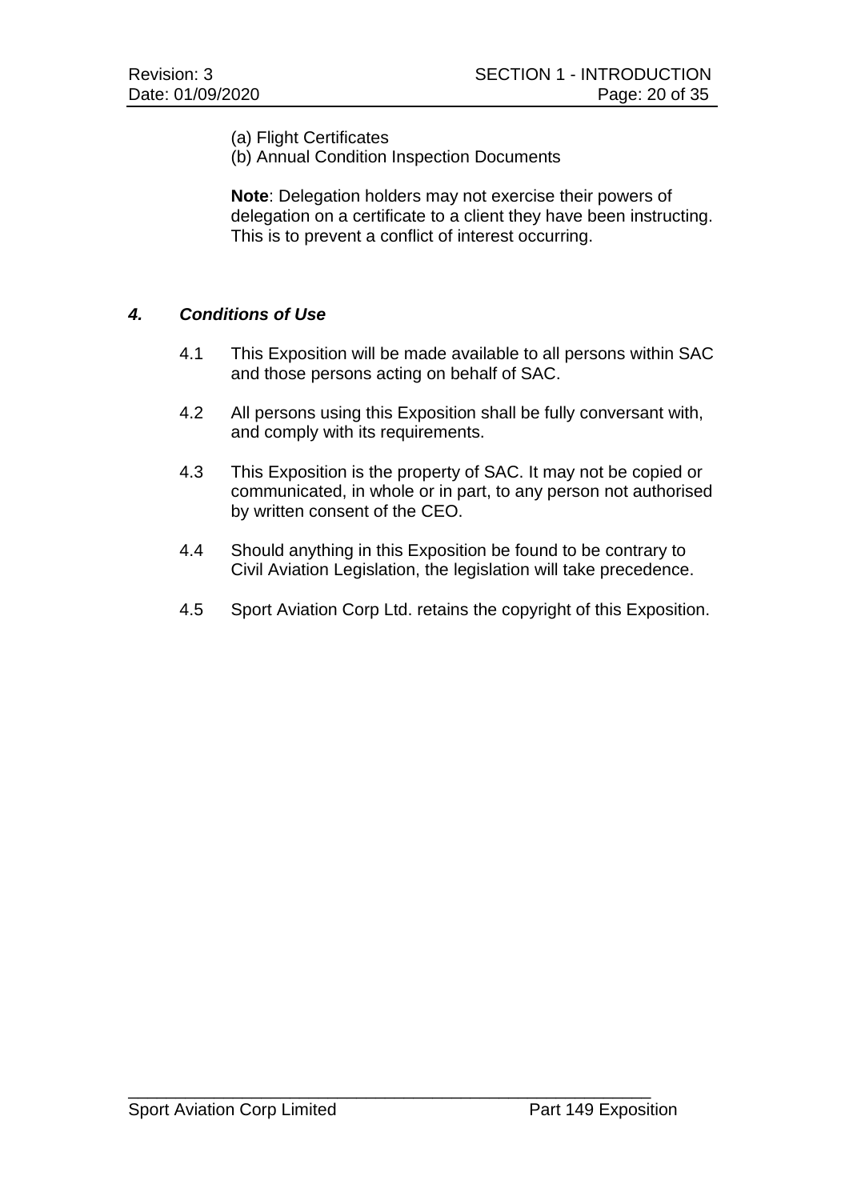(a) Flight Certificates
(b) Annual Condition Inspection Documents

**Note**: Delegation holders may not exercise their powers of delegation on a certificate to a client they have been instructing. This is to prevent a conflict of interest occurring.

## *4. Conditions of Use*

4.1 This Exposition will be made available to all persons within SAC and those persons acting on behalf of SAC.

4.2 All persons using this Exposition shall be fully conversant with, and comply with its requirements.

4.3 This Exposition is the property of SAC. It may not be copied or communicated, in whole or in part, to any person not authorised by written consent of the CEO.

4.4 Should anything in this Exposition be found to be contrary to Civil Aviation Legislation, the legislation will take precedence.

4.5 Sport Aviation Corp Ltd. retains the copyright of this Exposition.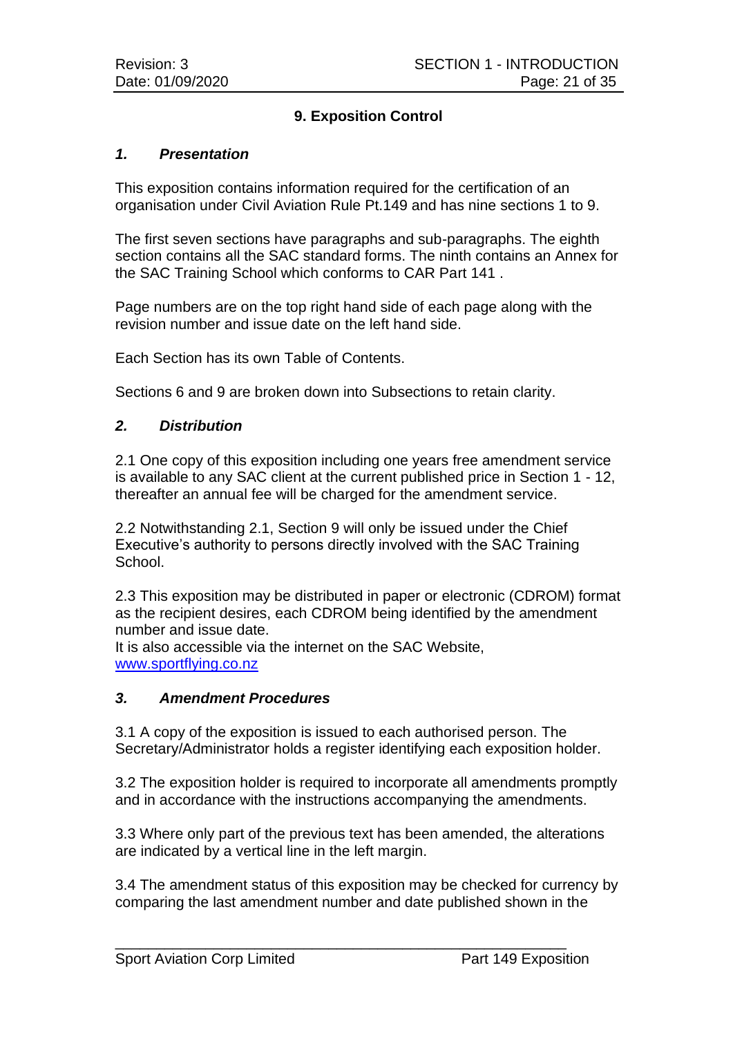## 9. Exposition Control

### *1. Presentation*

This exposition contains information required for the certification of an organisation under Civil Aviation Rule Pt.149 and has nine sections 1 to 9.

The first seven sections have paragraphs and sub-paragraphs. The eighth section contains all the SAC standard forms. The ninth contains an Annex for the SAC Training School which conforms to CAR Part 141 .

Page numbers are on the top right hand side of each page along with the revision number and issue date on the left hand side.

Each Section has its own Table of Contents.

Sections 6 and 9 are broken down into Subsections to retain clarity.

### *2. Distribution*

2.1 One copy of this exposition including one years free amendment service is available to any SAC client at the current published price in Section 1 - 12, thereafter an annual fee will be charged for the amendment service.

2.2 Notwithstanding 2.1, Section 9 will only be issued under the Chief Executive's authority to persons directly involved with the SAC Training School.

2.3 This exposition may be distributed in paper or electronic (CDROM) format as the recipient desires, each CDROM being identified by the amendment number and issue date.
It is also accessible via the internet on the SAC Website, [www.sportflying.co.nz](http://www.sportflying.co.nz)

### *3. Amendment Procedures*

3.1 A copy of the exposition is issued to each authorised person. The Secretary/Administrator holds a register identifying each exposition holder.

3.2 The exposition holder is required to incorporate all amendments promptly and in accordance with the instructions accompanying the amendments.

3.3 Where only part of the previous text has been amended, the alterations are indicated by a vertical line in the left margin.

3.4 The amendment status of this exposition may be checked for currency by comparing the last amendment number and date published shown in the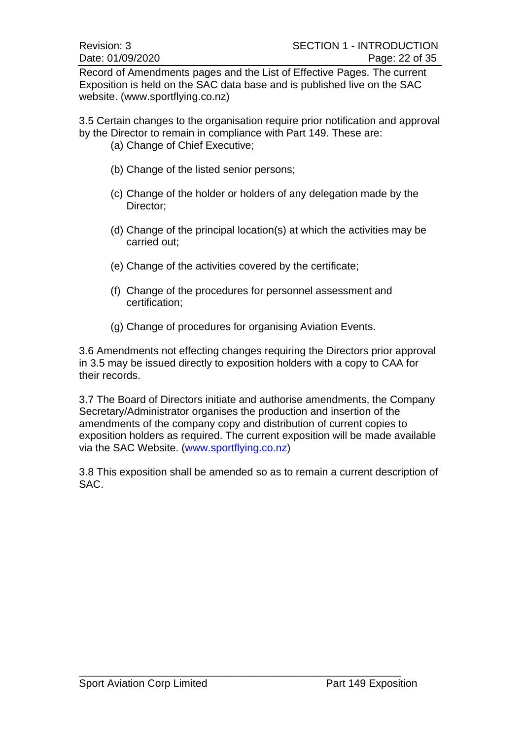Record of Amendments pages and the List of Effective Pages. The current Exposition is held on the SAC data base and is published live on the SAC website. (www.sportflying.co.nz)

3.5 Certain changes to the organisation require prior notification and approval by the Director to remain in compliance with Part 149. These are:

- (a) Change of Chief Executive;
- (b) Change of the listed senior persons;
- (c) Change of the holder or holders of any delegation made by the Director;
- (d) Change of the principal location(s) at which the activities may be carried out;
- (e) Change of the activities covered by the certificate;
- (f) Change of the procedures for personnel assessment and certification;
- (g) Change of procedures for organising Aviation Events.

3.6 Amendments not effecting changes requiring the Directors prior approval in 3.5 may be issued directly to exposition holders with a copy to CAA for their records.

3.7 The Board of Directors initiate and authorise amendments, the Company Secretary/Administrator organises the production and insertion of the amendments of the company copy and distribution of current copies to exposition holders as required. The current exposition will be made available via the SAC Website. (www.sportflying.co.nz)

3.8 This exposition shall be amended so as to remain a current description of SAC.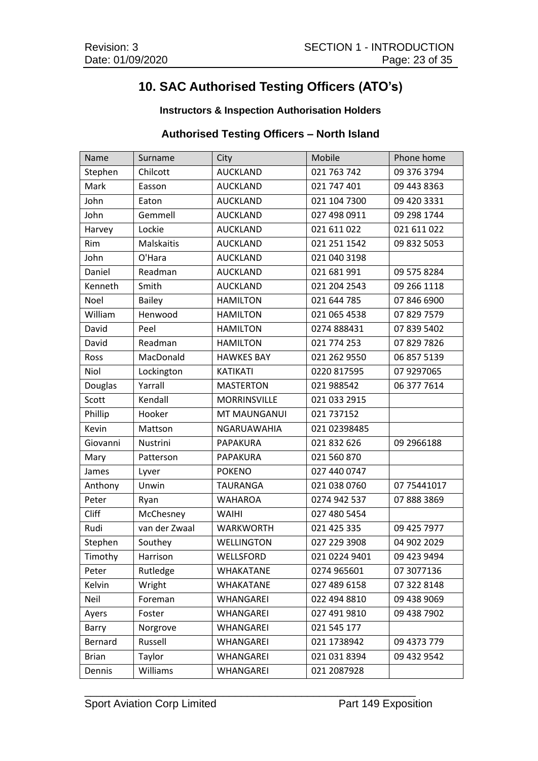## 10. SAC Authorised Testing Officers (ATO's)

#### Instructors & Inspection Authorisation Holders

### Authorised Testing Officers – North Island

| Name | Surname | City | Mobile | Phone home |
|---|---|---|---|---|
| Stephen | Chilcott | AUCKLAND | 021 763 742 | 09 376 3794 |
| Mark | Easson | AUCKLAND | 021 747 401 | 09 443 8363 |
| John | Eaton | AUCKLAND | 021 104 7300 | 09 420 3331 |
| John | Gemmell | AUCKLAND | 027 498 0911 | 09 298 1744 |
| Harvey | Lockie | AUCKLAND | 021 611 022 | 021 611 022 |
| Rim | Malskaitis | AUCKLAND | 021 251 1542 | 09 832 5053 |
| John | O'Hara | AUCKLAND | 021 040 3198 | |
| Daniel | Readman | AUCKLAND | 021 681 991 | 09 575 8284 |
| Kenneth | Smith | AUCKLAND | 021 204 2543 | 09 266 1118 |
| Noel | Bailey | HAMILTON | 021 644 785 | 07 846 6900 |
| William | Henwood | HAMILTON | 021 065 4538 | 07 829 7579 |
| David | Peel | HAMILTON | 0274 888431 | 07 839 5402 |
| David | Readman | HAMILTON | 021 774 253 | 07 829 7826 |
| Ross | MacDonald | HAWKES BAY | 021 262 9550 | 06 857 5139 |
| Niol | Lockington | KATIKATI | 0220 817595 | 07 9297065 |
| Douglas | Yarrall | MASTERTON | 021 988542 | 06 377 7614 |
| Scott | Kendall | MORRINSVILLE | 021 033 2915 | |
| Phillip | Hooker | MT MAUNGANUI | 021 737152 | |
| Kevin | Mattson | NGARUAWAHIA | 021 02398485 | |
| Giovanni | Nustrini | PAPAKURA | 021 832 626 | 09 2966188 |
| Mary | Patterson | PAPAKURA | 021 560 870 | |
| James | Lyver | POKENO | 027 440 0747 | |
| Anthony | Unwin | TAURANGA | 021 038 0760 | 07 75441017 |
| Peter | Ryan | WAHAROA | 0274 942 537 | 07 888 3869 |
| Cliff | McChesney | WAIHI | 027 480 5454 | |
| Rudi | van der Zwaal | WARKWORTH | 021 425 335 | 09 425 7977 |
| Stephen | Southey | WELLINGTON | 027 229 3908 | 04 902 2029 |
| Timothy | Harrison | WELLSFORD | 021 0224 9401 | 09 423 9494 |
| Peter | Rutledge | WHAKATANE | 0274 965601 | 07 3077136 |
| Kelvin | Wright | WHAKATANE | 027 489 6158 | 07 322 8148 |
| Neil | Foreman | WHANGAREI | 022 494 8810 | 09 438 9069 |
| Ayers | Foster | WHANGAREI | 027 491 9810 | 09 438 7902 |
| Barry | Norgrove | WHANGAREI | 021 545 177 | |
| Bernard | Russell | WHANGAREI | 021 1738942 | 09 4373 779 |
| Brian | Taylor | WHANGAREI | 021 031 8394 | 09 432 9542 |
| Dennis | Williams | WHANGAREI | 021 2087928 | |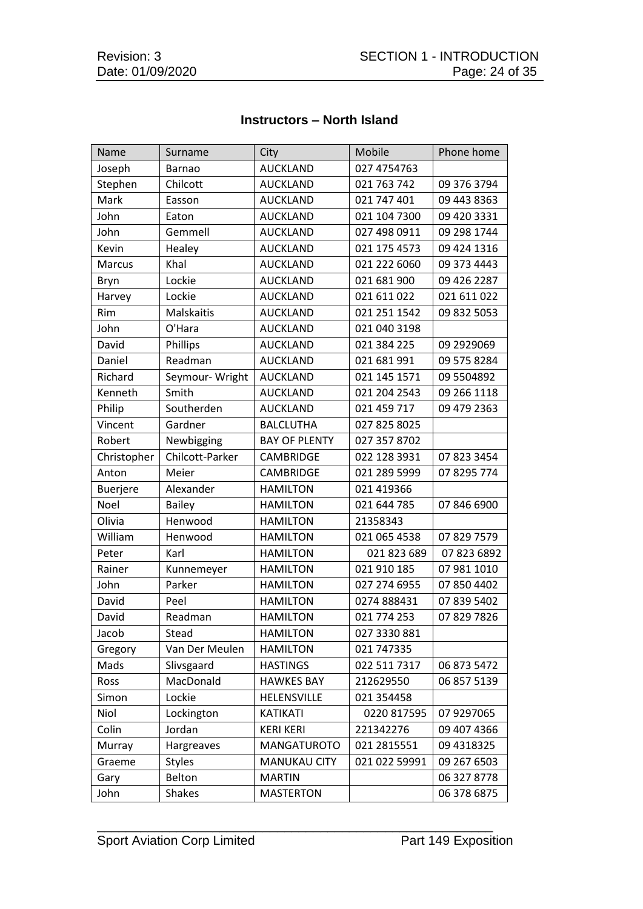## Instructors – North Island

| Name | Surname | City | Mobile | Phone home |
|---|---|---|---|---|
| Joseph | Barnao | AUCKLAND | 027 4754763 | |
| Stephen | Chilcott | AUCKLAND | 021 763 742 | 09 376 3794 |
| Mark | Easson | AUCKLAND | 021 747 401 | 09 443 8363 |
| John | Eaton | AUCKLAND | 021 104 7300 | 09 420 3331 |
| John | Gemmell | AUCKLAND | 027 498 0911 | 09 298 1744 |
| Kevin | Healey | AUCKLAND | 021 175 4573 | 09 424 1316 |
| Marcus | Khal | AUCKLAND | 021 222 6060 | 09 373 4443 |
| Bryn | Lockie | AUCKLAND | 021 681 900 | 09 426 2287 |
| Harvey | Lockie | AUCKLAND | 021 611 022 | 021 611 022 |
| Rim | Malskaitis | AUCKLAND | 021 251 1542 | 09 832 5053 |
| John | O'Hara | AUCKLAND | 021 040 3198 | |
| David | Phillips | AUCKLAND | 021 384 225 | 09 2929069 |
| Daniel | Readman | AUCKLAND | 021 681 991 | 09 575 8284 |
| Richard | Seymour- Wright | AUCKLAND | 021 145 1571 | 09 5504892 |
| Kenneth | Smith | AUCKLAND | 021 204 2543 | 09 266 1118 |
| Philip | Southerden | AUCKLAND | 021 459 717 | 09 479 2363 |
| Vincent | Gardner | BALCLUTHA | 027 825 8025 | |
| Robert | Newbigging | BAY OF PLENTY | 027 357 8702 | |
| Christopher | Chilcott-Parker | CAMBRIDGE | 022 128 3931 | 07 823 3454 |
| Anton | Meier | CAMBRIDGE | 021 289 5999 | 07 8295 774 |
| Buerjere | Alexander | HAMILTON | 021 419366 | |
| Noel | Bailey | HAMILTON | 021 644 785 | 07 846 6900 |
| Olivia | Henwood | HAMILTON | 21358343 | |
| William | Henwood | HAMILTON | 021 065 4538 | 07 829 7579 |
| Peter | Karl | HAMILTON | 021 823 689 | 07 823 6892 |
| Rainer | Kunnemeyer | HAMILTON | 021 910 185 | 07 981 1010 |
| John | Parker | HAMILTON | 027 274 6955 | 07 850 4402 |
| David | Peel | HAMILTON | 0274 888431 | 07 839 5402 |
| David | Readman | HAMILTON | 021 774 253 | 07 829 7826 |
| Jacob | Stead | HAMILTON | 027 3330 881 | |
| Gregory | Van Der Meulen | HAMILTON | 021 747335 | |
| Mads | Slivsgaard | HASTINGS | 022 511 7317 | 06 873 5472 |
| Ross | MacDonald | HAWKES BAY | 212629550 | 06 857 5139 |
| Simon | Lockie | HELENSVILLE | 021 354458 | |
| Niol | Lockington | KATIKATI | 0220 817595 | 07 9297065 |
| Colin | Jordan | KERI KERI | 221342276 | 09 407 4366 |
| Murray | Hargreaves | MANGATUROTO | 021 2815551 | 09 4318325 |
| Graeme | Styles | MANUKAU CITY | 021 022 59991 | 09 267 6503 |
| Gary | Belton | MARTIN | | 06 327 8778 |
| John | Shakes | MASTERTON | | 06 378 6875 |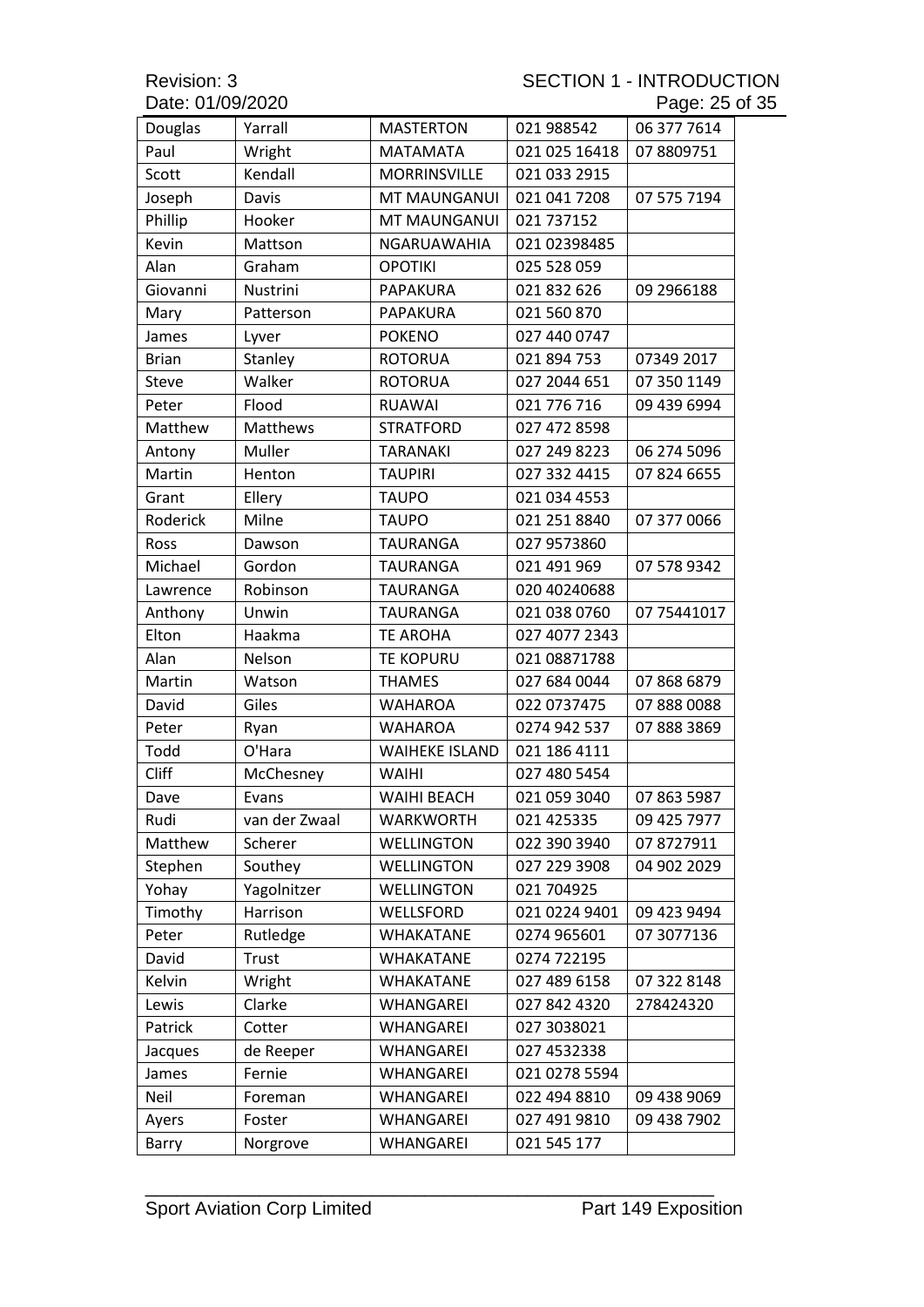| | | | | |
|---|---|---|---|---|
| Douglas | Yarrall | MASTERTON | 021 988542 | 06 377 7614 |
| Paul | Wright | MATAMATA | 021 025 16418 | 07 8809751 |
| Scott | Kendall | MORRINSVILLE | 021 033 2915 | |
| Joseph | Davis | MT MAUNGANUI | 021 041 7208 | 07 575 7194 |
| Phillip | Hooker | MT MAUNGANUI | 021 737152 | |
| Kevin | Mattson | NGARUAWAHIA | 021 02398485 | |
| Alan | Graham | OPOTIKI | 025 528 059 | |
| Giovanni | Nustrini | PAPAKURA | 021 832 626 | 09 2966188 |
| Mary | Patterson | PAPAKURA | 021 560 870 | |
| James | Lyver | POKENO | 027 440 0747 | |
| Brian | Stanley | ROTORUA | 021 894 753 | 07349 2017 |
| Steve | Walker | ROTORUA | 027 2044 651 | 07 350 1149 |
| Peter | Flood | RUAWAI | 021 776 716 | 09 439 6994 |
| Matthew | Matthews | STRATFORD | 027 472 8598 | |
| Antony | Muller | TARANAKI | 027 249 8223 | 06 274 5096 |
| Martin | Henton | TAUPIRI | 027 332 4415 | 07 824 6655 |
| Grant | Ellery | TAUPO | 021 034 4553 | |
| Roderick | Milne | TAUPO | 021 251 8840 | 07 377 0066 |
| Ross | Dawson | TAURANGA | 027 9573860 | |
| Michael | Gordon | TAURANGA | 021 491 969 | 07 578 9342 |
| Lawrence | Robinson | TAURANGA | 020 40240688 | |
| Anthony | Unwin | TAURANGA | 021 038 0760 | 07 75441017 |
| Elton | Haakma | TE AROHA | 027 4077 2343 | |
| Alan | Nelson | TE KOPURU | 021 08871788 | |
| Martin | Watson | THAMES | 027 684 0044 | 07 868 6879 |
| David | Giles | WAHAROA | 022 0737475 | 07 888 0088 |
| Peter | Ryan | WAHAROA | 0274 942 537 | 07 888 3869 |
| Todd | O'Hara | WAIHEKE ISLAND | 021 186 4111 | |
| Cliff | McChesney | WAIHI | 027 480 5454 | |
| Dave | Evans | WAIHI BEACH | 021 059 3040 | 07 863 5987 |
| Rudi | van der Zwaal | WARKWORTH | 021 425335 | 09 425 7977 |
| Matthew | Scherer | WELLINGTON | 022 390 3940 | 07 8727911 |
| Stephen | Southey | WELLINGTON | 027 229 3908 | 04 902 2029 |
| Yohay | Yagolnitzer | WELLINGTON | 021 704925 | |
| Timothy | Harrison | WELLSFORD | 021 0224 9401 | 09 423 9494 |
| Peter | Rutledge | WHAKATANE | 0274 965601 | 07 3077136 |
| David | Trust | WHAKATANE | 0274 722195 | |
| Kelvin | Wright | WHAKATANE | 027 489 6158 | 07 322 8148 |
| Lewis | Clarke | WHANGAREI | 027 842 4320 | 278424320 |
| Patrick | Cotter | WHANGAREI | 027 3038021 | |
| Jacques | de Reeper | WHANGAREI | 027 4532338 | |
| James | Fernie | WHANGAREI | 021 0278 5594 | |
| Neil | Foreman | WHANGAREI | 022 494 8810 | 09 438 9069 |
| Ayers | Foster | WHANGAREI | 027 491 9810 | 09 438 7902 |
| Barry | Norgrove | WHANGAREI | 021 545 177 | |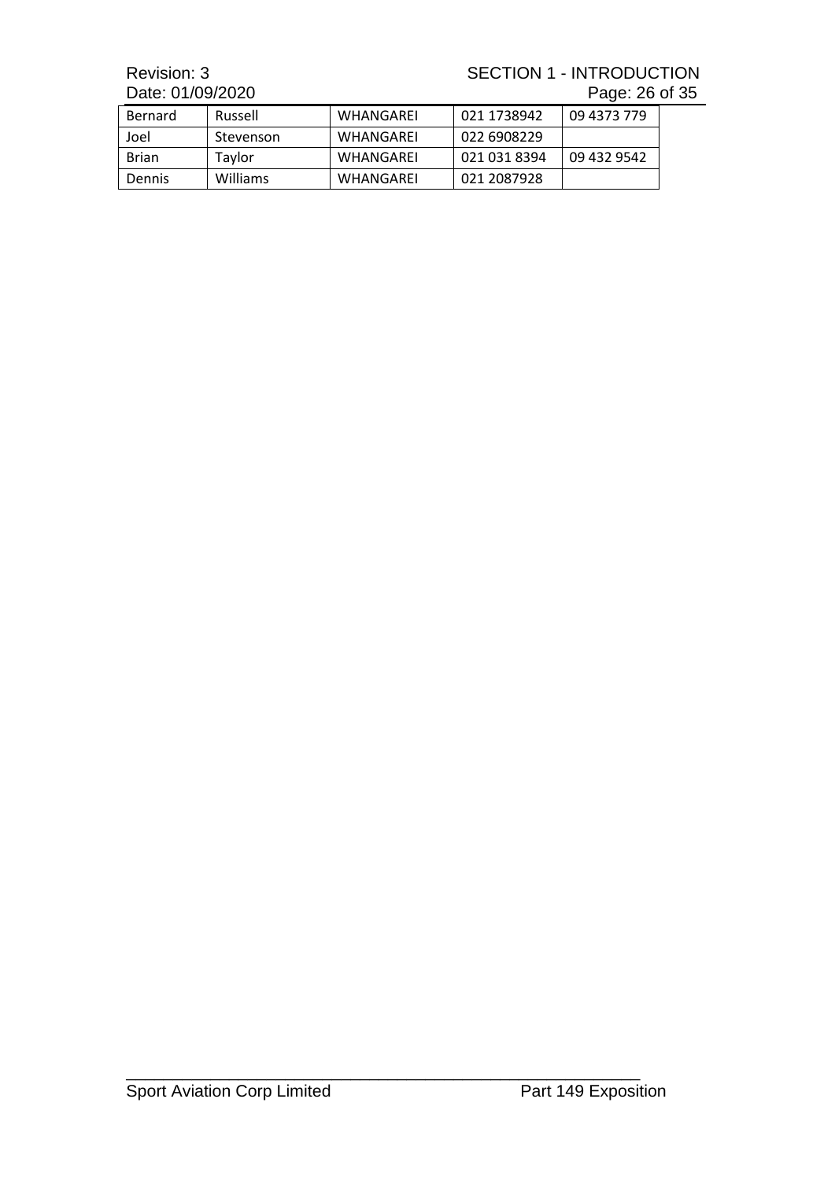| | | | | |
|---|---|---|---|---|
| Bernard | Russell | WHANGAREI | 021 1738942 | 09 4373 779 |
| Joel | Stevenson | WHANGAREI | 022 6908229 | |
| Brian | Taylor | WHANGAREI | 021 031 8394 | 09 432 9542 |
| Dennis | Williams | WHANGAREI | 021 2087928 | |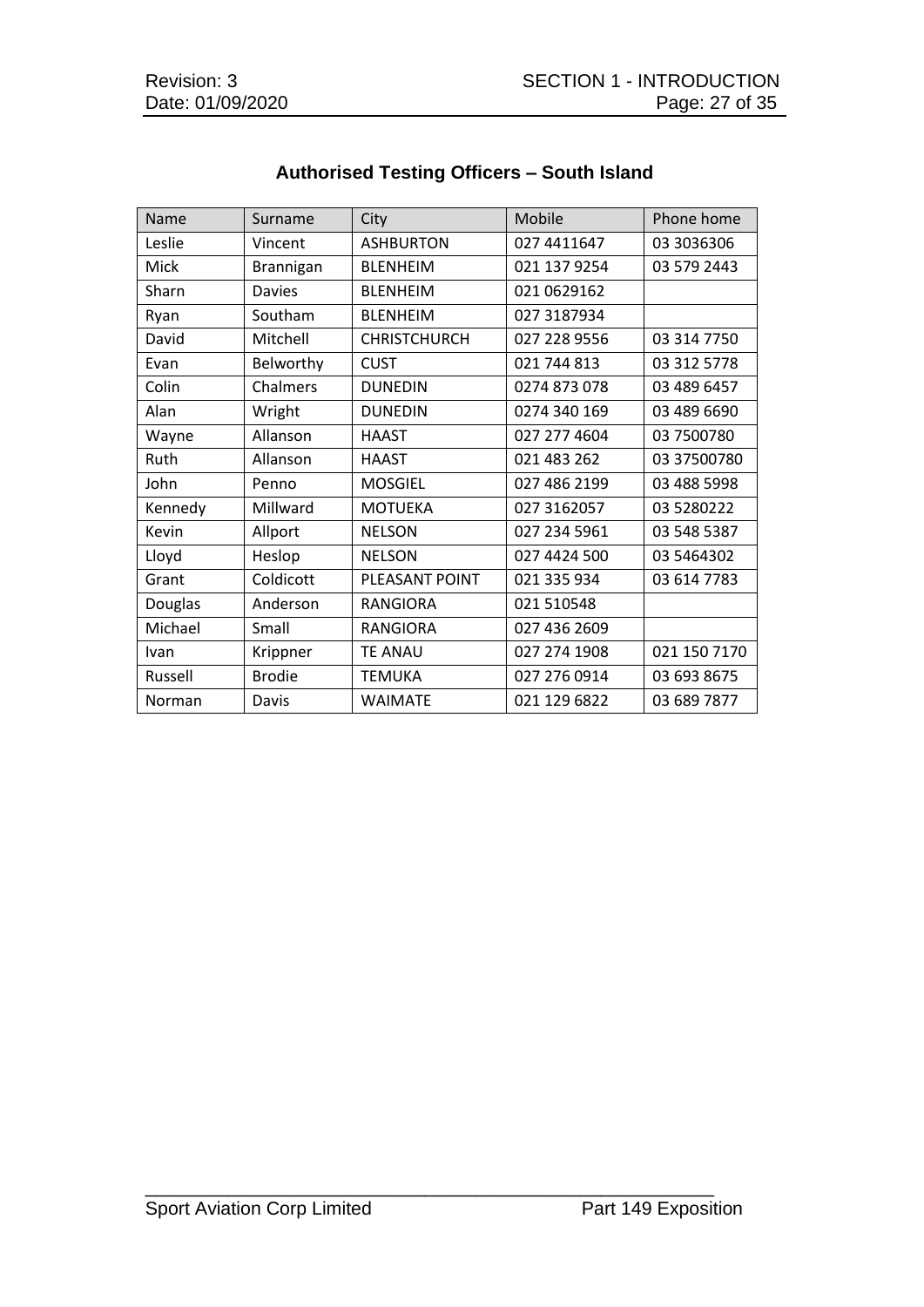## Authorised Testing Officers – South Island

| Name | Surname | City | Mobile | Phone home |
|---|---|---|---|---|
| Leslie | Vincent | ASHBURTON | 027 4411647 | 03 3036306 |
| Mick | Brannigan | BLENHEIM | 021 137 9254 | 03 579 2443 |
| Sharn | Davies | BLENHEIM | 021 0629162 | |
| Ryan | Southam | BLENHEIM | 027 3187934 | |
| David | Mitchell | CHRISTCHURCH | 027 228 9556 | 03 314 7750 |
| Evan | Belworthy | CUST | 021 744 813 | 03 312 5778 |
| Colin | Chalmers | DUNEDIN | 0274 873 078 | 03 489 6457 |
| Alan | Wright | DUNEDIN | 0274 340 169 | 03 489 6690 |
| Wayne | Allanson | HAAST | 027 277 4604 | 03 7500780 |
| Ruth | Allanson | HAAST | 021 483 262 | 03 37500780 |
| John | Penno | MOSGIEL | 027 486 2199 | 03 488 5998 |
| Kennedy | Millward | MOTUEKA | 027 3162057 | 03 5280222 |
| Kevin | Allport | NELSON | 027 234 5961 | 03 548 5387 |
| Lloyd | Heslop | NELSON | 027 4424 500 | 03 5464302 |
| Grant | Coldicott | PLEASANT POINT | 021 335 934 | 03 614 7783 |
| Douglas | Anderson | RANGIORA | 021 510548 | |
| Michael | Small | RANGIORA | 027 436 2609 | |
| Ivan | Krippner | TE ANAU | 027 274 1908 | 021 150 7170 |
| Russell | Brodie | TEMUKA | 027 276 0914 | 03 693 8675 |
| Norman | Davis | WAIMATE | 021 129 6822 | 03 689 7877 |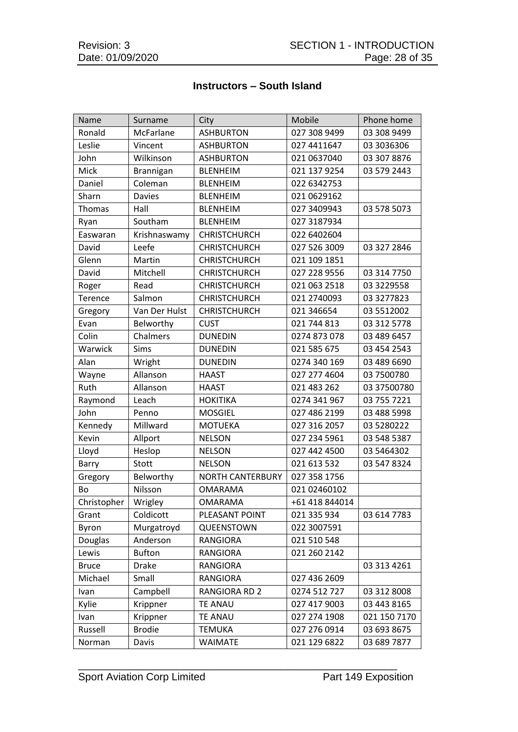# Instructors – South Island

| Name | Surname | City | Mobile | Phone home |
|---|---|---|---|---|
| Ronald | McFarlane | ASHBURTON | 027 308 9499 | 03 308 9499 |
| Leslie | Vincent | ASHBURTON | 027 4411647 | 03 3036306 |
| John | Wilkinson | ASHBURTON | 021 0637040 | 03 307 8876 |
| Mick | Brannigan | BLENHEIM | 021 137 9254 | 03 579 2443 |
| Daniel | Coleman | BLENHEIM | 022 6342753 | |
| Sharn | Davies | BLENHEIM | 021 0629162 | |
| Thomas | Hall | BLENHEIM | 027 3409943 | 03 578 5073 |
| Ryan | Southam | BLENHEIM | 027 3187934 | |
| Easwaran | Krishnaswamy | CHRISTCHURCH | 022 6402604 | |
| David | Leefe | CHRISTCHURCH | 027 526 3009 | 03 327 2846 |
| Glenn | Martin | CHRISTCHURCH | 021 109 1851 | |
| David | Mitchell | CHRISTCHURCH | 027 228 9556 | 03 314 7750 |
| Roger | Read | CHRISTCHURCH | 021 063 2518 | 03 3229558 |
| Terence | Salmon | CHRISTCHURCH | 021 2740093 | 03 3277823 |
| Gregory | Van Der Hulst | CHRISTCHURCH | 021 346654 | 03 5512002 |
| Evan | Belworthy | CUST | 021 744 813 | 03 312 5778 |
| Colin | Chalmers | DUNEDIN | 0274 873 078 | 03 489 6457 |
| Warwick | Sims | DUNEDIN | 021 585 675 | 03 454 2543 |
| Alan | Wright | DUNEDIN | 0274 340 169 | 03 489 6690 |
| Wayne | Allanson | HAAST | 027 277 4604 | 03 7500780 |
| Ruth | Allanson | HAAST | 021 483 262 | 03 37500780 |
| Raymond | Leach | HOKITIKA | 0274 341 967 | 03 755 7221 |
| John | Penno | MOSGIEL | 027 486 2199 | 03 488 5998 |
| Kennedy | Millward | MOTUEKA | 027 316 2057 | 03 5280222 |
| Kevin | Allport | NELSON | 027 234 5961 | 03 548 5387 |
| Lloyd | Heslop | NELSON | 027 442 4500 | 03 5464302 |
| Barry | Stott | NELSON | 021 613 532 | 03 547 8324 |
| Gregory | Belworthy | NORTH CANTERBURY | 027 358 1756 | |
| Bo | Nilsson | OMARAMA | 021 02460102 | |
| Christopher | Wrigley | OMARAMA | +61 418 844014 | |
| Grant | Coldicott | PLEASANT POINT | 021 335 934 | 03 614 7783 |
| Byron | Murgatroyd | QUEENSTOWN | 022 3007591 | |
| Douglas | Anderson | RANGIORA | 021 510 548 | |
| Lewis | Bufton | RANGIORA | 021 260 2142 | |
| Bruce | Drake | RANGIORA | | 03 313 4261 |
| Michael | Small | RANGIORA | 027 436 2609 | |
| Ivan | Campbell | RANGIORA RD 2 | 0274 512 727 | 03 312 8008 |
| Kylie | Krippner | TE ANAU | 027 417 9003 | 03 443 8165 |
| Ivan | Krippner | TE ANAU | 027 274 1908 | 021 150 7170 |
| Russell | Brodie | TEMUKA | 027 276 0914 | 03 693 8675 |
| Norman | Davis | WAIMATE | 021 129 6822 | 03 689 7877 |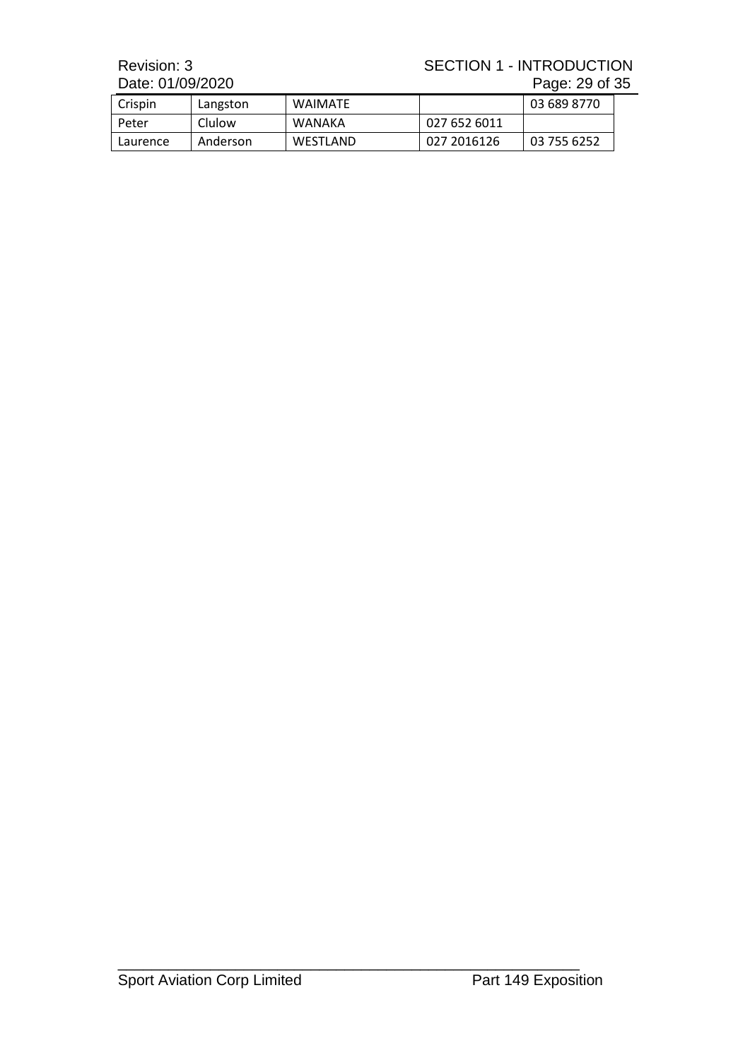| | | | | |
|---|---|---|---|---|
| Crispin | Langston | WAIMATE | | 03 689 8770 |
| Peter | Clulow | WANAKA | 027 652 6011 | |
| Laurence | Anderson | WESTLAND | 027 2016126 | 03 755 6252 |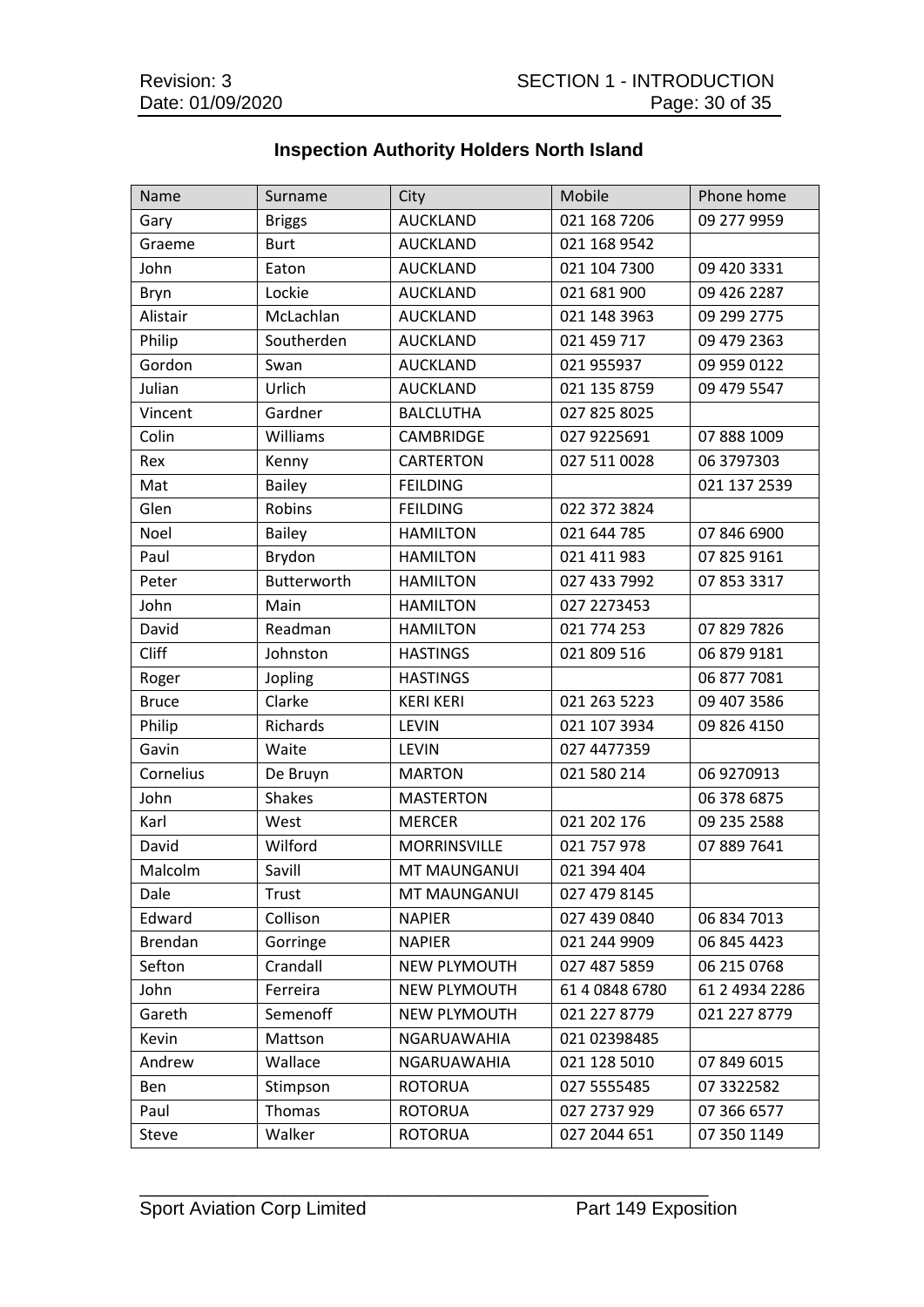**Inspection Authority Holders North Island**

| Name | Surname | City | Mobile | Phone home |
|---|---|---|---|---|
| Gary | Briggs | AUCKLAND | 021 168 7206 | 09 277 9959 |
| Graeme | Burt | AUCKLAND | 021 168 9542 | |
| John | Eaton | AUCKLAND | 021 104 7300 | 09 420 3331 |
| Bryn | Lockie | AUCKLAND | 021 681 900 | 09 426 2287 |
| Alistair | McLachlan | AUCKLAND | 021 148 3963 | 09 299 2775 |
| Philip | Southerden | AUCKLAND | 021 459 717 | 09 479 2363 |
| Gordon | Swan | AUCKLAND | 021 955937 | 09 959 0122 |
| Julian | Urlich | AUCKLAND | 021 135 8759 | 09 479 5547 |
| Vincent | Gardner | BALCLUTHA | 027 825 8025 | |
| Colin | Williams | CAMBRIDGE | 027 9225691 | 07 888 1009 |
| Rex | Kenny | CARTERTON | 027 511 0028 | 06 3797303 |
| Mat | Bailey | FEILDING | | 021 137 2539 |
| Glen | Robins | FEILDING | 022 372 3824 | |
| Noel | Bailey | HAMILTON | 021 644 785 | 07 846 6900 |
| Paul | Brydon | HAMILTON | 021 411 983 | 07 825 9161 |
| Peter | Butterworth | HAMILTON | 027 433 7992 | 07 853 3317 |
| John | Main | HAMILTON | 027 2273453 | |
| David | Readman | HAMILTON | 021 774 253 | 07 829 7826 |
| Cliff | Johnston | HASTINGS | 021 809 516 | 06 879 9181 |
| Roger | Jopling | HASTINGS | | 06 877 7081 |
| Bruce | Clarke | KERI KERI | 021 263 5223 | 09 407 3586 |
| Philip | Richards | LEVIN | 021 107 3934 | 09 826 4150 |
| Gavin | Waite | LEVIN | 027 4477359 | |
| Cornelius | De Bruyn | MARTON | 021 580 214 | 06 9270913 |
| John | Shakes | MASTERTON | | 06 378 6875 |
| Karl | West | MERCER | 021 202 176 | 09 235 2588 |
| David | Wilford | MORRINSVILLE | 021 757 978 | 07 889 7641 |
| Malcolm | Savill | MT MAUNGANUI | 021 394 404 | |
| Dale | Trust | MT MAUNGANUI | 027 479 8145 | |
| Edward | Collison | NAPIER | 027 439 0840 | 06 834 7013 |
| Brendan | Gorringe | NAPIER | 021 244 9909 | 06 845 4423 |
| Sefton | Crandall | NEW PLYMOUTH | 027 487 5859 | 06 215 0768 |
| John | Ferreira | NEW PLYMOUTH | 61 4 0848 6780 | 61 2 4934 2286 |
| Gareth | Semenoff | NEW PLYMOUTH | 021 227 8779 | 021 227 8779 |
| Kevin | Mattson | NGARUAWAHIA | 021 02398485 | |
| Andrew | Wallace | NGARUAWAHIA | 021 128 5010 | 07 849 6015 |
| Ben | Stimpson | ROTORUA | 027 5555485 | 07 3322582 |
| Paul | Thomas | ROTORUA | 027 2737 929 | 07 366 6577 |
| Steve | Walker | ROTORUA | 027 2044 651 | 07 350 1149 |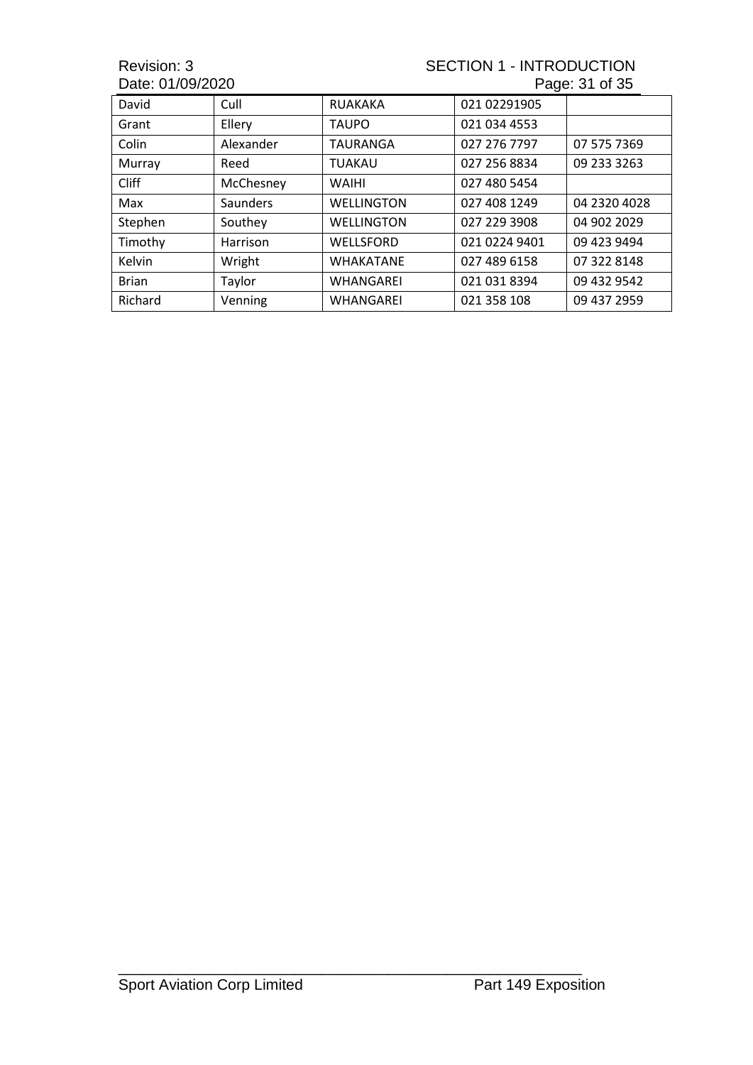| | | | | |
|---|---|---|---|---|
| David | Cull | RUAKAKA | 021 02291905 | |
| Grant | Ellery | TAUPO | 021 034 4553 | |
| Colin | Alexander | TAURANGA | 027 276 7797 | 07 575 7369 |
| Murray | Reed | TUAKAU | 027 256 8834 | 09 233 3263 |
| Cliff | McChesney | WAIHI | 027 480 5454 | |
| Max | Saunders | WELLINGTON | 027 408 1249 | 04 2320 4028 |
| Stephen | Southey | WELLINGTON | 027 229 3908 | 04 902 2029 |
| Timothy | Harrison | WELLSFORD | 021 0224 9401 | 09 423 9494 |
| Kelvin | Wright | WHAKATANE | 027 489 6158 | 07 322 8148 |
| Brian | Taylor | WHANGAREI | 021 031 8394 | 09 432 9542 |
| Richard | Venning | WHANGAREI | 021 358 108 | 09 437 2959 |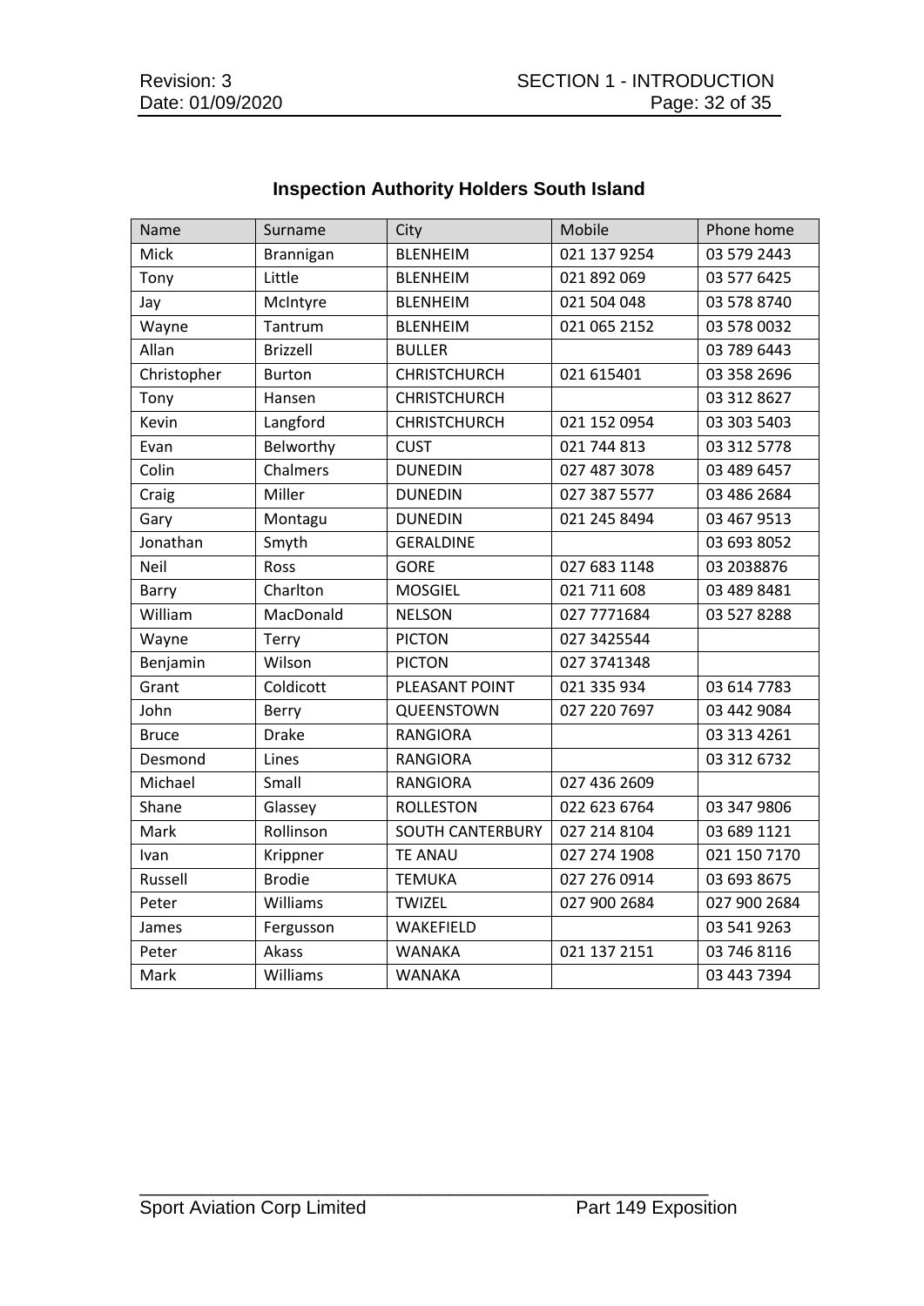## Inspection Authority Holders South Island

| Name | Surname | City | Mobile | Phone home |
|---|---|---|---|---|
| Mick | Brannigan | BLENHEIM | 021 137 9254 | 03 579 2443 |
| Tony | Little | BLENHEIM | 021 892 069 | 03 577 6425 |
| Jay | McIntyre | BLENHEIM | 021 504 048 | 03 578 8740 |
| Wayne | Tantrum | BLENHEIM | 021 065 2152 | 03 578 0032 |
| Allan | Brizzell | BULLER | | 03 789 6443 |
| Christopher | Burton | CHRISTCHURCH | 021 615401 | 03 358 2696 |
| Tony | Hansen | CHRISTCHURCH | | 03 312 8627 |
| Kevin | Langford | CHRISTCHURCH | 021 152 0954 | 03 303 5403 |
| Evan | Belworthy | CUST | 021 744 813 | 03 312 5778 |
| Colin | Chalmers | DUNEDIN | 027 487 3078 | 03 489 6457 |
| Craig | Miller | DUNEDIN | 027 387 5577 | 03 486 2684 |
| Gary | Montagu | DUNEDIN | 021 245 8494 | 03 467 9513 |
| Jonathan | Smyth | GERALDINE | | 03 693 8052 |
| Neil | Ross | GORE | 027 683 1148 | 03 2038876 |
| Barry | Charlton | MOSGIEL | 021 711 608 | 03 489 8481 |
| William | MacDonald | NELSON | 027 7771684 | 03 527 8288 |
| Wayne | Terry | PICTON | 027 3425544 | |
| Benjamin | Wilson | PICTON | 027 3741348 | |
| Grant | Coldicott | PLEASANT POINT | 021 335 934 | 03 614 7783 |
| John | Berry | QUEENSTOWN | 027 220 7697 | 03 442 9084 |
| Bruce | Drake | RANGIORA | | 03 313 4261 |
| Desmond | Lines | RANGIORA | | 03 312 6732 |
| Michael | Small | RANGIORA | 027 436 2609 | |
| Shane | Glassey | ROLLESTON | 022 623 6764 | 03 347 9806 |
| Mark | Rollinson | SOUTH CANTERBURY | 027 214 8104 | 03 689 1121 |
| Ivan | Krippner | TE ANAU | 027 274 1908 | 021 150 7170 |
| Russell | Brodie | TEMUKA | 027 276 0914 | 03 693 8675 |
| Peter | Williams | TWIZEL | 027 900 2684 | 027 900 2684 |
| James | Fergusson | WAKEFIELD | | 03 541 9263 |
| Peter | Akass | WANAKA | 021 137 2151 | 03 746 8116 |
| Mark | Williams | WANAKA | | 03 443 7394 |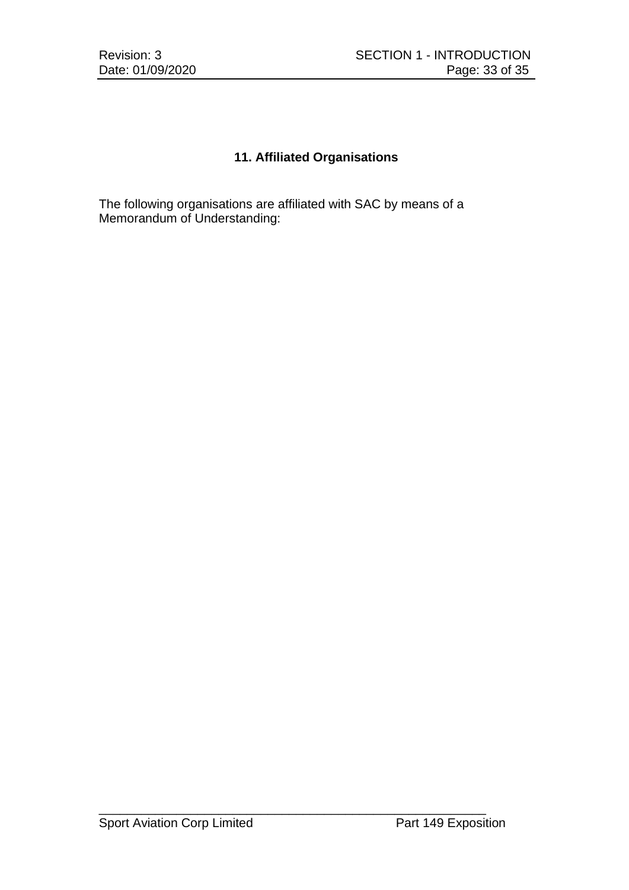## 11. Affiliated Organisations

The following organisations are affiliated with SAC by means of a Memorandum of Understanding: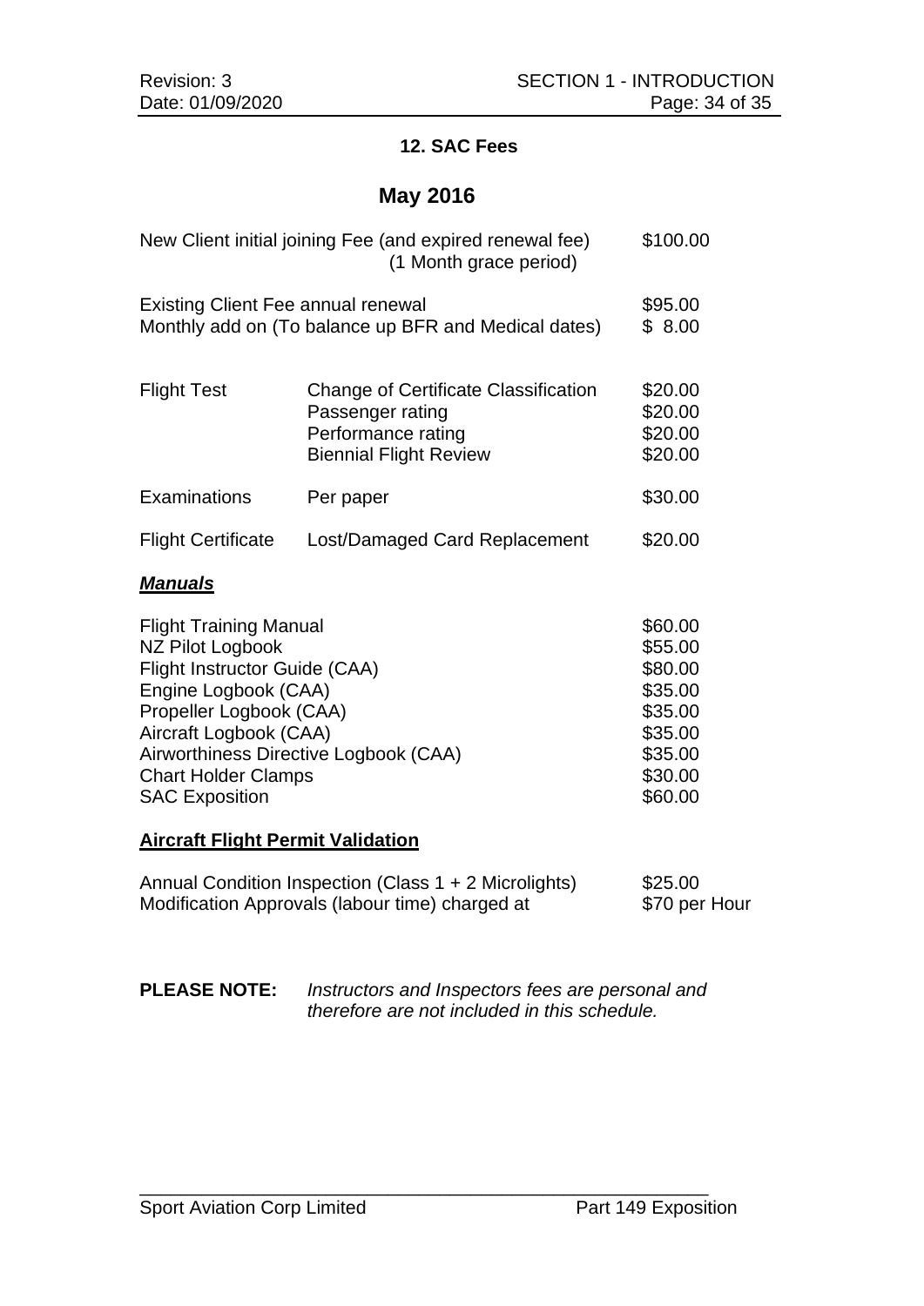## 12. SAC Fees

## May 2016

| | | |
|---|---|---|
| New Client initial joining Fee (and expired renewal fee) (1 Month grace period) | | $100.00 |
| Existing Client Fee annual renewal | | $95.00 |
| Monthly add on (To balance up BFR and Medical dates) | | $ 8.00 |
| Flight Test | Change of Certificate Classification | $20.00 |
| | Passenger rating | $20.00 |
| | Performance rating | $20.00 |
| | Biennial Flight Review | $20.00 |
| Examinations | Per paper | $30.00 |
| Flight Certificate | Lost/Damaged Card Replacement | $20.00 |

***Manuals***

| | |
|---|---|
| Flight Training Manual | $60.00 |
| NZ Pilot Logbook | $55.00 |
| Flight Instructor Guide (CAA) | $80.00 |
| Engine Logbook (CAA) | $35.00 |
| Propeller Logbook (CAA) | $35.00 |
| Aircraft Logbook (CAA) | $35.00 |
| Airworthiness Directive Logbook (CAA) | $35.00 |
| Chart Holder Clamps | $30.00 |
| SAC Exposition | $60.00 |

**Aircraft Flight Permit Validation**

| | |
|---|---|
| Annual Condition Inspection (Class 1 + 2 Microlights) | $25.00 |
| Modification Approvals (labour time) charged at | $70 per Hour |

**PLEASE NOTE:** *Instructors and Inspectors fees are personal and therefore are not included in this schedule.*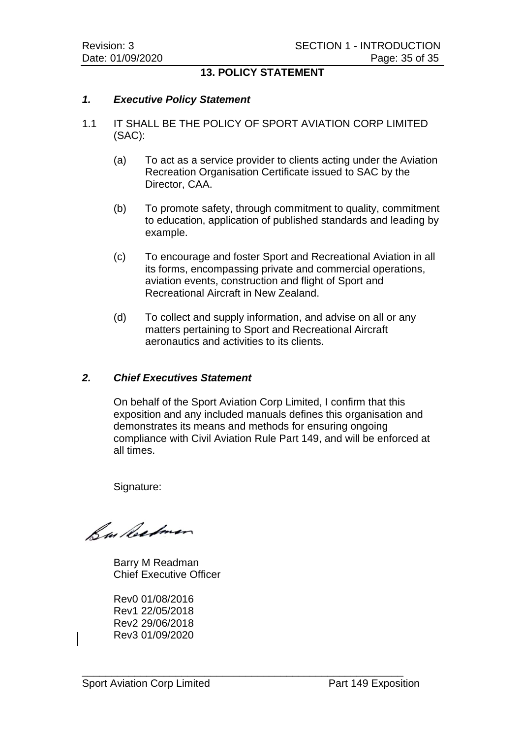## 13. POLICY STATEMENT

### *1. Executive Policy Statement*

1.1 IT SHALL BE THE POLICY OF SPORT AVIATION CORP LIMITED (SAC):

(a) To act as a service provider to clients acting under the Aviation Recreation Organisation Certificate issued to SAC by the Director, CAA.

(b) To promote safety, through commitment to quality, commitment to education, application of published standards and leading by example.

(c) To encourage and foster Sport and Recreational Aviation in all its forms, encompassing private and commercial operations, aviation events, construction and flight of Sport and Recreational Aircraft in New Zealand.

(d) To collect and supply information, and advise on all or any matters pertaining to Sport and Recreational Aircraft aeronautics and activities to its clients.

### *2. Chief Executives Statement*

On behalf of the Sport Aviation Corp Limited, I confirm that this exposition and any included manuals defines this organisation and demonstrates its means and methods for ensuring ongoing compliance with Civil Aviation Rule Part 149, and will be enforced at all times.

Signature:

Barry M Readman
Chief Executive Officer

Rev0 01/08/2016
Rev1 22/05/2018
Rev2 29/06/2018
Rev3 01/09/2020